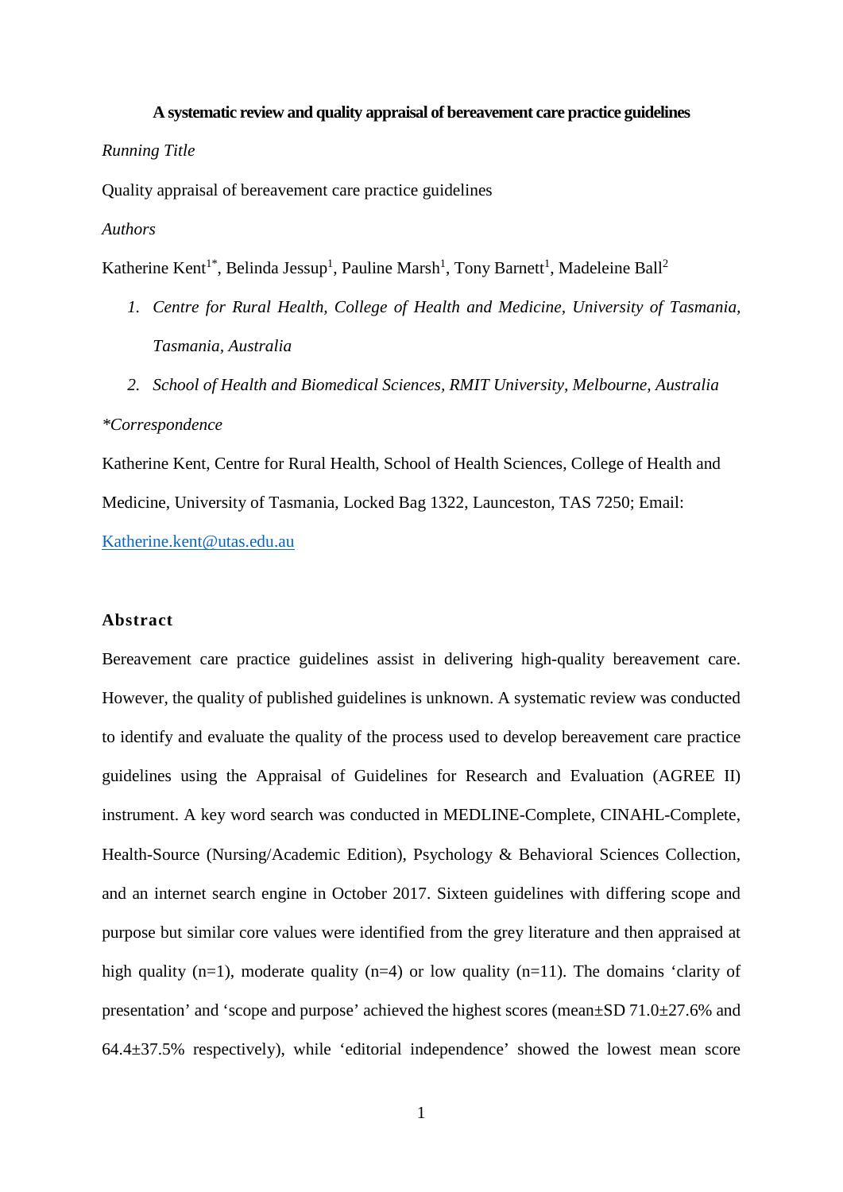**A systematic review and quality appraisal of bereavement care practice guidelines**

*Running Title*

Quality appraisal of bereavement care practice guidelines

*Authors*

Katherine Kent[1*], Belinda Jessup[1], Pauline Marsh[1], Tony Barnett[1], Madeleine Ball[2]

1. *Centre for Rural Health, College of Health and Medicine, University of Tasmania, Tasmania, Australia*
2. *School of Health and Biomedical Sciences, RMIT University, Melbourne, Australia*

*\*Correspondence*

Katherine Kent, Centre for Rural Health, School of Health Sciences, College of Health and Medicine, University of Tasmania, Locked Bag 1322, Launceston, TAS 7250; Email: Katherine.kent@utas.edu.au

## Abstract

Bereavement care practice guidelines assist in delivering high-quality bereavement care. However, the quality of published guidelines is unknown. A systematic review was conducted to identify and evaluate the quality of the process used to develop bereavement care practice guidelines using the Appraisal of Guidelines for Research and Evaluation (AGREE II) instrument. A key word search was conducted in MEDLINE-Complete, CINAHL-Complete, Health-Source (Nursing/Academic Edition), Psychology & Behavioral Sciences Collection, and an internet search engine in October 2017. Sixteen guidelines with differing scope and purpose but similar core values were identified from the grey literature and then appraised at high quality (n=1), moderate quality (n=4) or low quality (n=11). The domains 'clarity of presentation' and 'scope and purpose' achieved the highest scores (mean±SD 71.0±27.6% and 64.4±37.5% respectively), while 'editorial independence' showed the lowest mean score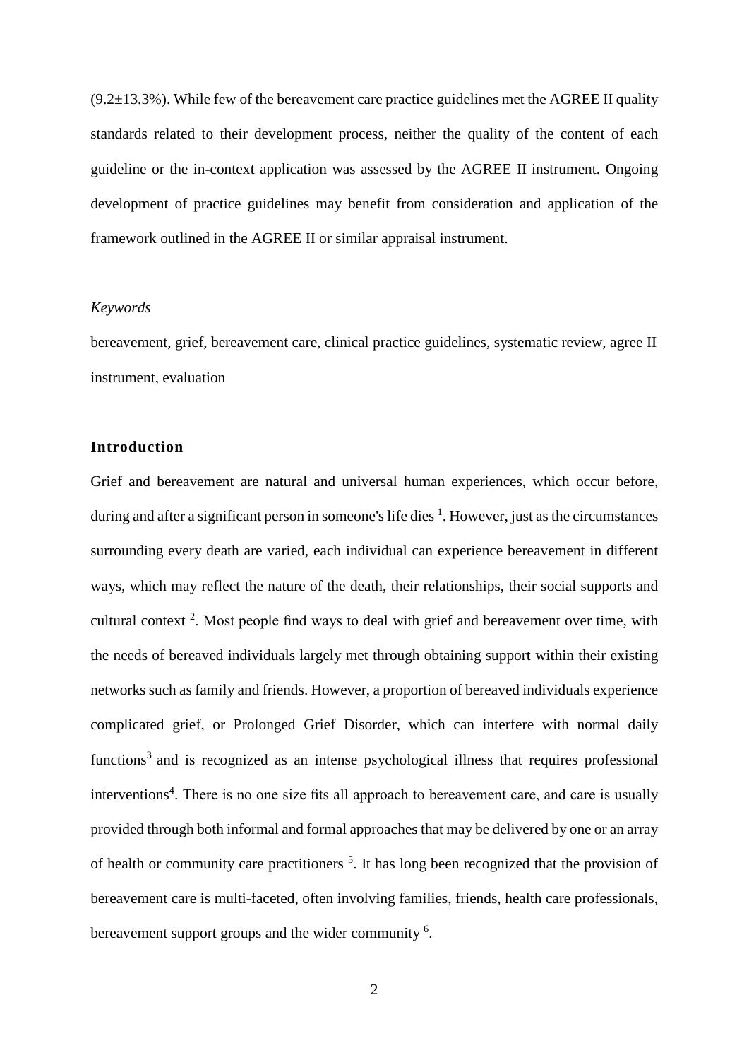(9.2±13.3%). While few of the bereavement care practice guidelines met the AGREE II quality standards related to their development process, neither the quality of the content of each guideline or the in-context application was assessed by the AGREE II instrument. Ongoing development of practice guidelines may benefit from consideration and application of the framework outlined in the AGREE II or similar appraisal instrument.

*Keywords*

bereavement, grief, bereavement care, clinical practice guidelines, systematic review, agree II instrument, evaluation

## Introduction

Grief and bereavement are natural and universal human experiences, which occur before, during and after a significant person in someone's life dies [1]. However, just as the circumstances surrounding every death are varied, each individual can experience bereavement in different ways, which may reflect the nature of the death, their relationships, their social supports and cultural context [2]. Most people find ways to deal with grief and bereavement over time, with the needs of bereaved individuals largely met through obtaining support within their existing networks such as family and friends. However, a proportion of bereaved individuals experience complicated grief, or Prolonged Grief Disorder, which can interfere with normal daily functions[3] and is recognized as an intense psychological illness that requires professional interventions[4]. There is no one size fits all approach to bereavement care, and care is usually provided through both informal and formal approaches that may be delivered by one or an array of health or community care practitioners [5]. It has long been recognized that the provision of bereavement care is multi-faceted, often involving families, friends, health care professionals, bereavement support groups and the wider community [6].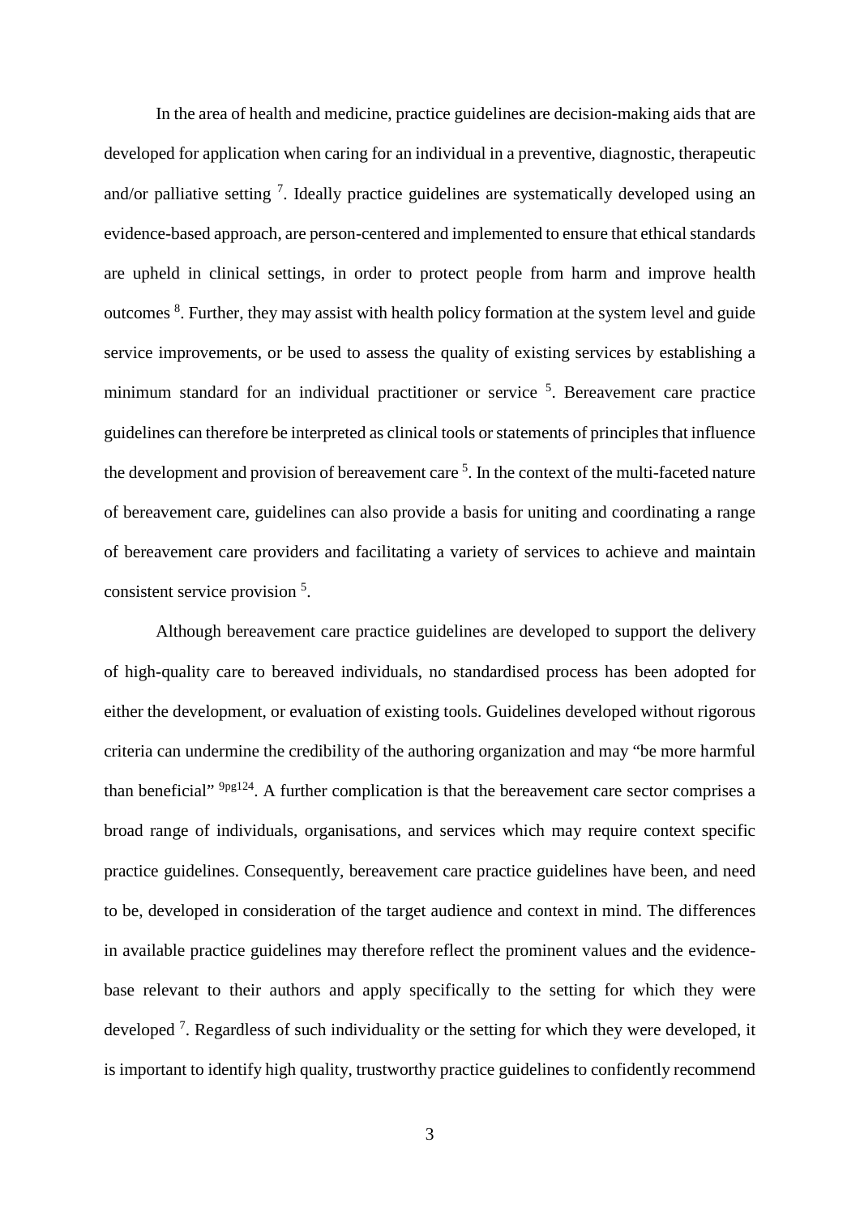In the area of health and medicine, practice guidelines are decision-making aids that are developed for application when caring for an individual in a preventive, diagnostic, therapeutic and/or palliative setting [7]. Ideally practice guidelines are systematically developed using an evidence-based approach, are person-centered and implemented to ensure that ethical standards are upheld in clinical settings, in order to protect people from harm and improve health outcomes [8]. Further, they may assist with health policy formation at the system level and guide service improvements, or be used to assess the quality of existing services by establishing a minimum standard for an individual practitioner or service [5]. Bereavement care practice guidelines can therefore be interpreted as clinical tools or statements of principles that influence the development and provision of bereavement care [5]. In the context of the multi-faceted nature of bereavement care, guidelines can also provide a basis for uniting and coordinating a range of bereavement care providers and facilitating a variety of services to achieve and maintain consistent service provision [5].

Although bereavement care practice guidelines are developed to support the delivery of high-quality care to bereaved individuals, no standardised process has been adopted for either the development, or evaluation of existing tools. Guidelines developed without rigorous criteria can undermine the credibility of the authoring organization and may "be more harmful than beneficial" [9pg124]. A further complication is that the bereavement care sector comprises a broad range of individuals, organisations, and services which may require context specific practice guidelines. Consequently, bereavement care practice guidelines have been, and need to be, developed in consideration of the target audience and context in mind. The differences in available practice guidelines may therefore reflect the prominent values and the evidence-base relevant to their authors and apply specifically to the setting for which they were developed [7]. Regardless of such individuality or the setting for which they were developed, it is important to identify high quality, trustworthy practice guidelines to confidently recommend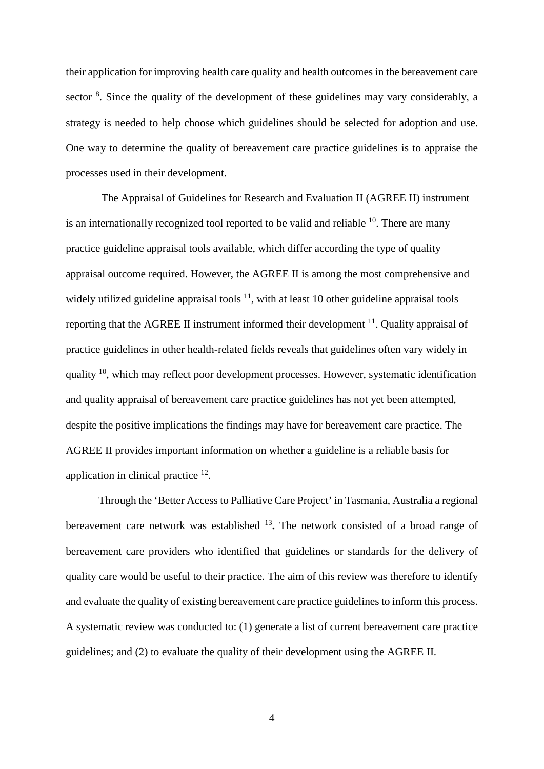their application for improving health care quality and health outcomes in the bereavement care sector [8]. Since the quality of the development of these guidelines may vary considerably, a strategy is needed to help choose which guidelines should be selected for adoption and use. One way to determine the quality of bereavement care practice guidelines is to appraise the processes used in their development.

The Appraisal of Guidelines for Research and Evaluation II (AGREE II) instrument is an internationally recognized tool reported to be valid and reliable [10]. There are many practice guideline appraisal tools available, which differ according the type of quality appraisal outcome required. However, the AGREE II is among the most comprehensive and widely utilized guideline appraisal tools [11], with at least 10 other guideline appraisal tools reporting that the AGREE II instrument informed their development [11]. Quality appraisal of practice guidelines in other health-related fields reveals that guidelines often vary widely in quality [10], which may reflect poor development processes. However, systematic identification and quality appraisal of bereavement care practice guidelines has not yet been attempted, despite the positive implications the findings may have for bereavement care practice. The AGREE II provides important information on whether a guideline is a reliable basis for application in clinical practice [12].

Through the 'Better Access to Palliative Care Project' in Tasmania, Australia a regional bereavement care network was established [13]**.** The network consisted of a broad range of bereavement care providers who identified that guidelines or standards for the delivery of quality care would be useful to their practice. The aim of this review was therefore to identify and evaluate the quality of existing bereavement care practice guidelines to inform this process. A systematic review was conducted to: (1) generate a list of current bereavement care practice guidelines; and (2) to evaluate the quality of their development using the AGREE II.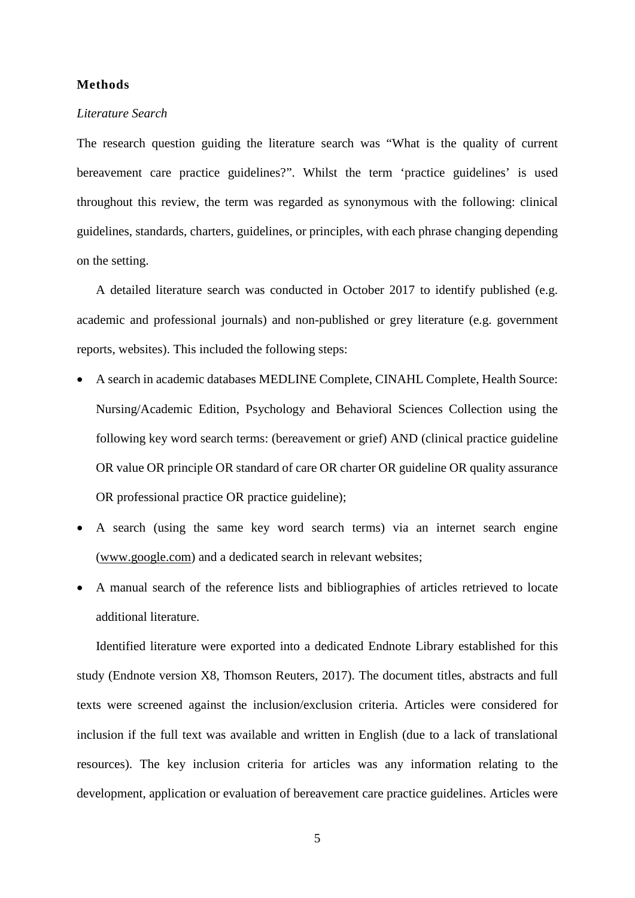## Methods

*Literature Search*

The research question guiding the literature search was "What is the quality of current bereavement care practice guidelines?". Whilst the term 'practice guidelines' is used throughout this review, the term was regarded as synonymous with the following: clinical guidelines, standards, charters, guidelines, or principles, with each phrase changing depending on the setting.

A detailed literature search was conducted in October 2017 to identify published (e.g. academic and professional journals) and non-published or grey literature (e.g. government reports, websites). This included the following steps:

- A search in academic databases MEDLINE Complete, CINAHL Complete, Health Source: Nursing/Academic Edition, Psychology and Behavioral Sciences Collection using the following key word search terms: (bereavement or grief) AND (clinical practice guideline OR value OR principle OR standard of care OR charter OR guideline OR quality assurance OR professional practice OR practice guideline);
- A search (using the same key word search terms) via an internet search engine (www.google.com) and a dedicated search in relevant websites;
- A manual search of the reference lists and bibliographies of articles retrieved to locate additional literature.

Identified literature were exported into a dedicated Endnote Library established for this study (Endnote version X8, Thomson Reuters, 2017). The document titles, abstracts and full texts were screened against the inclusion/exclusion criteria. Articles were considered for inclusion if the full text was available and written in English (due to a lack of translational resources). The key inclusion criteria for articles was any information relating to the development, application or evaluation of bereavement care practice guidelines. Articles were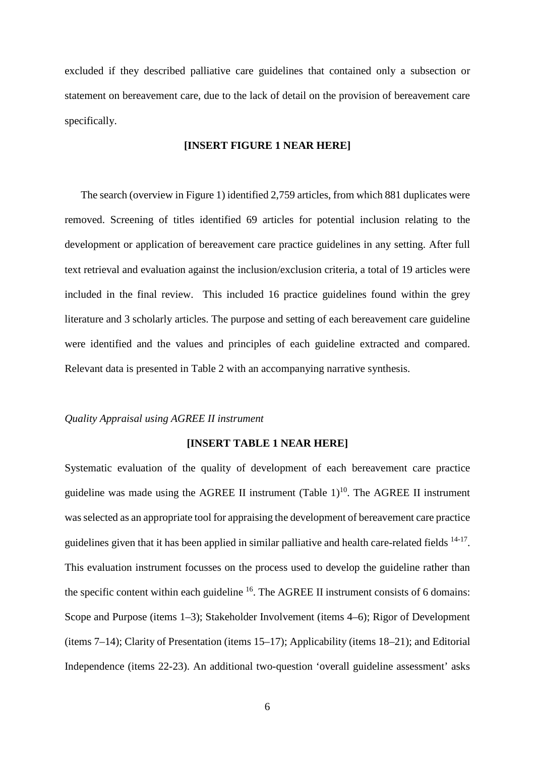excluded if they described palliative care guidelines that contained only a subsection or statement on bereavement care, due to the lack of detail on the provision of bereavement care specifically.

**[INSERT FIGURE 1 NEAR HERE]**

The search (overview in Figure 1) identified 2,759 articles, from which 881 duplicates were removed. Screening of titles identified 69 articles for potential inclusion relating to the development or application of bereavement care practice guidelines in any setting. After full text retrieval and evaluation against the inclusion/exclusion criteria, a total of 19 articles were included in the final review. This included 16 practice guidelines found within the grey literature and 3 scholarly articles. The purpose and setting of each bereavement care guideline were identified and the values and principles of each guideline extracted and compared. Relevant data is presented in Table 2 with an accompanying narrative synthesis.

*Quality Appraisal using AGREE II instrument*

**[INSERT TABLE 1 NEAR HERE]**

Systematic evaluation of the quality of development of each bereavement care practice guideline was made using the AGREE II instrument (Table 1)[10]. The AGREE II instrument was selected as an appropriate tool for appraising the development of bereavement care practice guidelines given that it has been applied in similar palliative and health care-related fields [14-17]. This evaluation instrument focusses on the process used to develop the guideline rather than the specific content within each guideline [16]. The AGREE II instrument consists of 6 domains: Scope and Purpose (items 1–3); Stakeholder Involvement (items 4–6); Rigor of Development (items 7–14); Clarity of Presentation (items 15–17); Applicability (items 18–21); and Editorial Independence (items 22-23). An additional two-question 'overall guideline assessment' asks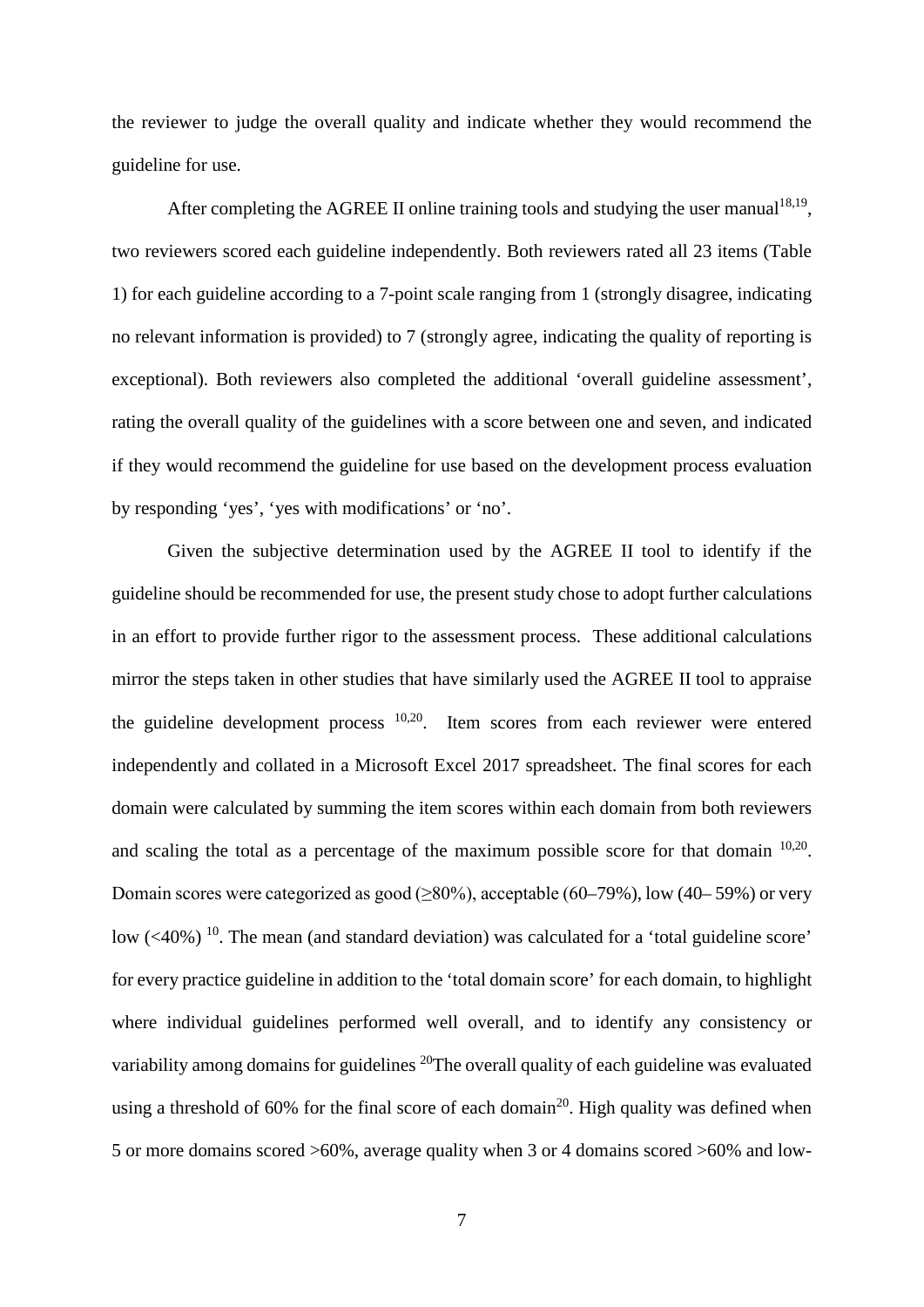the reviewer to judge the overall quality and indicate whether they would recommend the guideline for use.

After completing the AGREE II online training tools and studying the user manual[18,19], two reviewers scored each guideline independently. Both reviewers rated all 23 items (Table 1) for each guideline according to a 7-point scale ranging from 1 (strongly disagree, indicating no relevant information is provided) to 7 (strongly agree, indicating the quality of reporting is exceptional). Both reviewers also completed the additional 'overall guideline assessment', rating the overall quality of the guidelines with a score between one and seven, and indicated if they would recommend the guideline for use based on the development process evaluation by responding 'yes', 'yes with modifications' or 'no'.

Given the subjective determination used by the AGREE II tool to identify if the guideline should be recommended for use, the present study chose to adopt further calculations in an effort to provide further rigor to the assessment process. These additional calculations mirror the steps taken in other studies that have similarly used the AGREE II tool to appraise the guideline development process [10,20]. Item scores from each reviewer were entered independently and collated in a Microsoft Excel 2017 spreadsheet. The final scores for each domain were calculated by summing the item scores within each domain from both reviewers and scaling the total as a percentage of the maximum possible score for that domain [10,20]. Domain scores were categorized as good (≥80%), acceptable (60–79%), low (40– 59%) or very low (<40%) [10]. The mean (and standard deviation) was calculated for a 'total guideline score' for every practice guideline in addition to the 'total domain score' for each domain, to highlight where individual guidelines performed well overall, and to identify any consistency or variability among domains for guidelines [20]The overall quality of each guideline was evaluated using a threshold of 60% for the final score of each domain[20]. High quality was defined when 5 or more domains scored >60%, average quality when 3 or 4 domains scored >60% and low-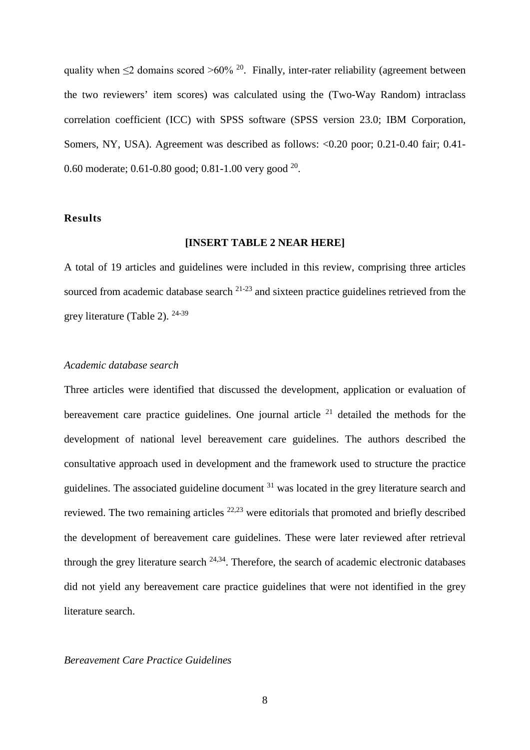quality when $\leq$2 domains scored >60% [20]. Finally, inter-rater reliability (agreement between the two reviewers' item scores) was calculated using the (Two-Way Random) intraclass correlation coefficient (ICC) with SPSS software (SPSS version 23.0; IBM Corporation, Somers, NY, USA). Agreement was described as follows: <0.20 poor; 0.21-0.40 fair; 0.41-0.60 moderate; 0.61-0.80 good; 0.81-1.00 very good [20].

## Results

**[INSERT TABLE 2 NEAR HERE]**

A total of 19 articles and guidelines were included in this review, comprising three articles sourced from academic database search [21-23] and sixteen practice guidelines retrieved from the grey literature (Table 2). [24-39]

### *Academic database search*

Three articles were identified that discussed the development, application or evaluation of bereavement care practice guidelines. One journal article [21] detailed the methods for the development of national level bereavement care guidelines. The authors described the consultative approach used in development and the framework used to structure the practice guidelines. The associated guideline document [31] was located in the grey literature search and reviewed. The two remaining articles [22,23] were editorials that promoted and briefly described the development of bereavement care guidelines. These were later reviewed after retrieval through the grey literature search [24,34]. Therefore, the search of academic electronic databases did not yield any bereavement care practice guidelines that were not identified in the grey literature search.

### *Bereavement Care Practice Guidelines*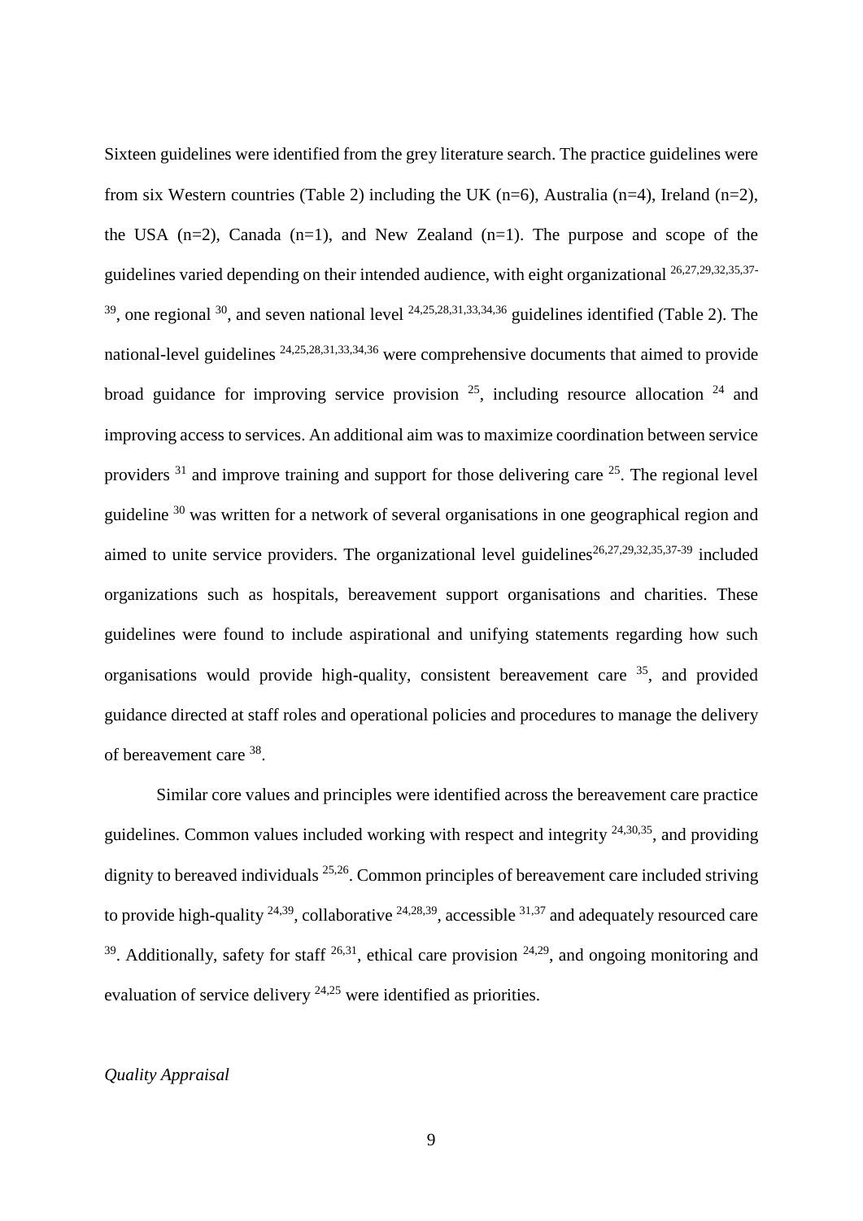Sixteen guidelines were identified from the grey literature search. The practice guidelines were from six Western countries (Table 2) including the UK (n=6), Australia (n=4), Ireland (n=2), the USA (n=2), Canada (n=1), and New Zealand (n=1). The purpose and scope of the guidelines varied depending on their intended audience, with eight organizational [26,27,29,32,35,37-39], one regional [30], and seven national level [24,25,28,31,33,34,36] guidelines identified (Table 2). The national-level guidelines [24,25,28,31,33,34,36] were comprehensive documents that aimed to provide broad guidance for improving service provision [25], including resource allocation [24] and improving access to services. An additional aim was to maximize coordination between service providers [31] and improve training and support for those delivering care [25]. The regional level guideline [30] was written for a network of several organisations in one geographical region and aimed to unite service providers. The organizational level guidelines[26,27,29,32,35,37-39] included organizations such as hospitals, bereavement support organisations and charities. These guidelines were found to include aspirational and unifying statements regarding how such organisations would provide high-quality, consistent bereavement care [35], and provided guidance directed at staff roles and operational policies and procedures to manage the delivery of bereavement care [38].

Similar core values and principles were identified across the bereavement care practice guidelines. Common values included working with respect and integrity [24,30,35], and providing dignity to bereaved individuals [25,26]. Common principles of bereavement care included striving to provide high-quality [24,39], collaborative [24,28,39], accessible [31,37] and adequately resourced care [39]. Additionally, safety for staff [26,31], ethical care provision [24,29], and ongoing monitoring and evaluation of service delivery [24,25] were identified as priorities.

*Quality Appraisal*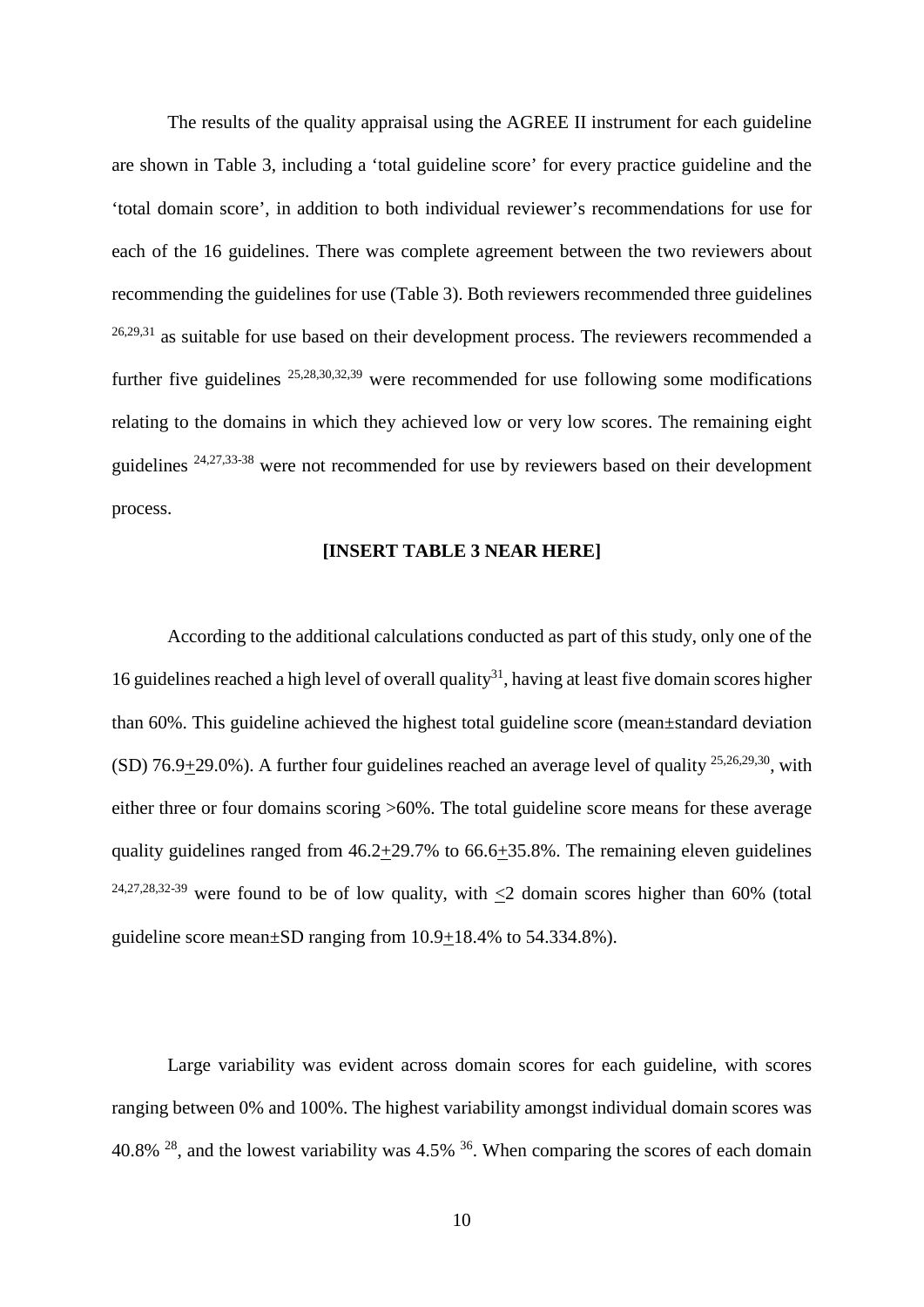The results of the quality appraisal using the AGREE II instrument for each guideline are shown in Table 3, including a 'total guideline score' for every practice guideline and the 'total domain score', in addition to both individual reviewer's recommendations for use for each of the 16 guidelines. There was complete agreement between the two reviewers about recommending the guidelines for use (Table 3). Both reviewers recommended three guidelines [26,29,31] as suitable for use based on their development process. The reviewers recommended a further five guidelines [25,28,30,32,39] were recommended for use following some modifications relating to the domains in which they achieved low or very low scores. The remaining eight guidelines [24,27,33-38] were not recommended for use by reviewers based on their development process.

**[INSERT TABLE 3 NEAR HERE]**

According to the additional calculations conducted as part of this study, only one of the 16 guidelines reached a high level of overall quality[31], having at least five domain scores higher than 60%. This guideline achieved the highest total guideline score (mean±standard deviation (SD) 76.9±29.0%). A further four guidelines reached an average level of quality [25,26,29,30], with either three or four domains scoring >60%. The total guideline score means for these average quality guidelines ranged from 46.2±29.7% to 66.6±35.8%. The remaining eleven guidelines [24,27,28,32-39] were found to be of low quality, with ≤2 domain scores higher than 60% (total guideline score mean±SD ranging from 10.9±18.4% to 54.334.8%).

Large variability was evident across domain scores for each guideline, with scores ranging between 0% and 100%. The highest variability amongst individual domain scores was 40.8% [28], and the lowest variability was 4.5% [36]. When comparing the scores of each domain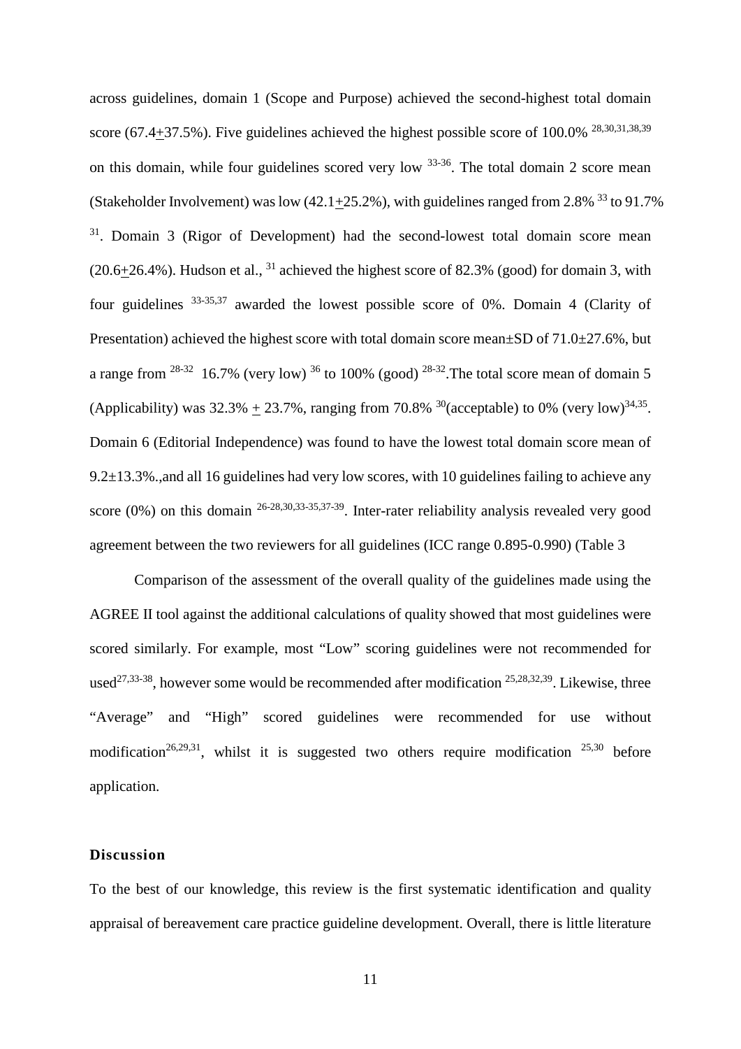across guidelines, domain 1 (Scope and Purpose) achieved the second-highest total domain score (67.4+37.5%). Five guidelines achieved the highest possible score of 100.0% [28,30,31,38,39] on this domain, while four guidelines scored very low [33-36]. The total domain 2 score mean (Stakeholder Involvement) was low (42.1+25.2%), with guidelines ranged from 2.8% [33] to 91.7% [31]. Domain 3 (Rigor of Development) had the second-lowest total domain score mean (20.6+26.4%). Hudson et al., [31] achieved the highest score of 82.3% (good) for domain 3, with four guidelines [33-35,37] awarded the lowest possible score of 0%. Domain 4 (Clarity of Presentation) achieved the highest score with total domain score mean±SD of 71.0±27.6%, but a range from [28-32] 16.7% (very low) [36] to 100% (good) [28-32].The total score mean of domain 5 (Applicability) was 32.3% ± 23.7%, ranging from 70.8% [30](acceptable) to 0% (very low)[34,35]. Domain 6 (Editorial Independence) was found to have the lowest total domain score mean of 9.2±13.3%.,and all 16 guidelines had very low scores, with 10 guidelines failing to achieve any score (0%) on this domain [26-28,30,33-35,37-39]. Inter-rater reliability analysis revealed very good agreement between the two reviewers for all guidelines (ICC range 0.895-0.990) (Table 3

Comparison of the assessment of the overall quality of the guidelines made using the AGREE II tool against the additional calculations of quality showed that most guidelines were scored similarly. For example, most "Low" scoring guidelines were not recommended for used[27,33-38], however some would be recommended after modification [25,28,32,39]. Likewise, three "Average" and "High" scored guidelines were recommended for use without modification[26,29,31], whilst it is suggested two others require modification [25,30] before application.

## Discussion

To the best of our knowledge, this review is the first systematic identification and quality appraisal of bereavement care practice guideline development. Overall, there is little literature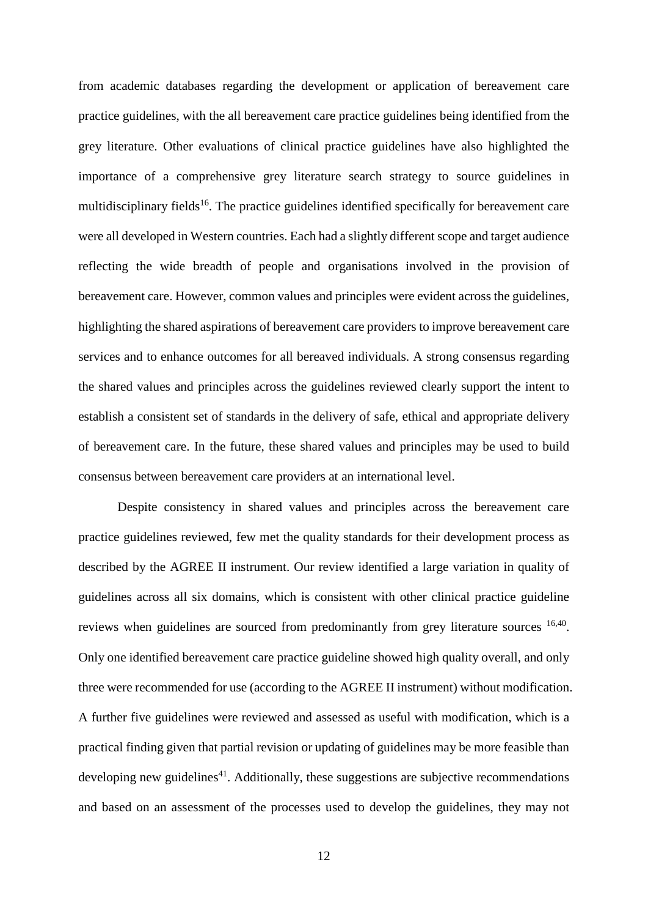from academic databases regarding the development or application of bereavement care practice guidelines, with the all bereavement care practice guidelines being identified from the grey literature. Other evaluations of clinical practice guidelines have also highlighted the importance of a comprehensive grey literature search strategy to source guidelines in multidisciplinary fields[16]. The practice guidelines identified specifically for bereavement care were all developed in Western countries. Each had a slightly different scope and target audience reflecting the wide breadth of people and organisations involved in the provision of bereavement care. However, common values and principles were evident across the guidelines, highlighting the shared aspirations of bereavement care providers to improve bereavement care services and to enhance outcomes for all bereaved individuals. A strong consensus regarding the shared values and principles across the guidelines reviewed clearly support the intent to establish a consistent set of standards in the delivery of safe, ethical and appropriate delivery of bereavement care. In the future, these shared values and principles may be used to build consensus between bereavement care providers at an international level.

Despite consistency in shared values and principles across the bereavement care practice guidelines reviewed, few met the quality standards for their development process as described by the AGREE II instrument. Our review identified a large variation in quality of guidelines across all six domains, which is consistent with other clinical practice guideline reviews when guidelines are sourced from predominantly from grey literature sources [16,40]. Only one identified bereavement care practice guideline showed high quality overall, and only three were recommended for use (according to the AGREE II instrument) without modification. A further five guidelines were reviewed and assessed as useful with modification, which is a practical finding given that partial revision or updating of guidelines may be more feasible than developing new guidelines[41]. Additionally, these suggestions are subjective recommendations and based on an assessment of the processes used to develop the guidelines, they may not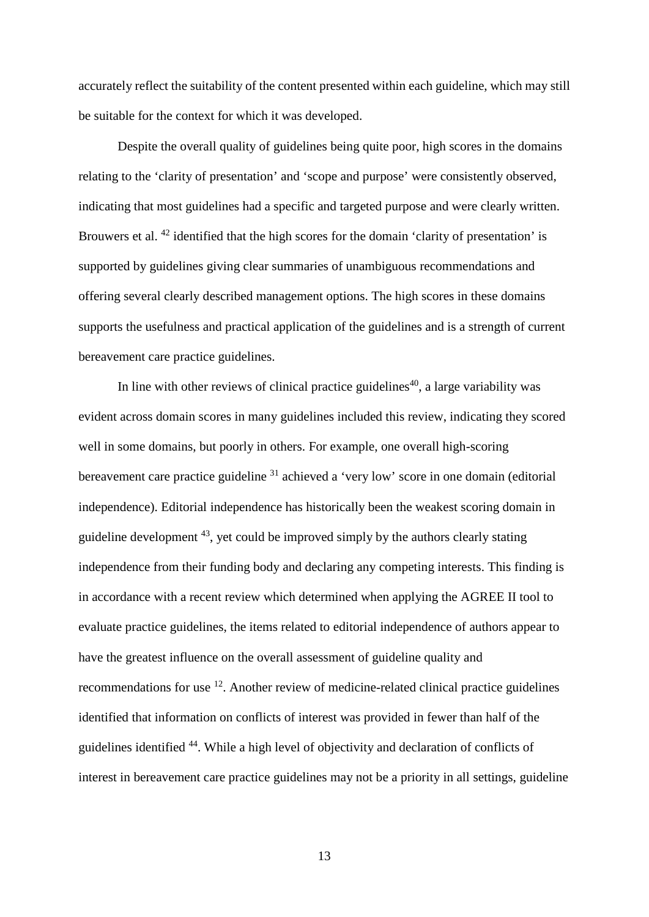accurately reflect the suitability of the content presented within each guideline, which may still be suitable for the context for which it was developed.

Despite the overall quality of guidelines being quite poor, high scores in the domains relating to the 'clarity of presentation' and 'scope and purpose' were consistently observed, indicating that most guidelines had a specific and targeted purpose and were clearly written. Brouwers et al. [42] identified that the high scores for the domain 'clarity of presentation' is supported by guidelines giving clear summaries of unambiguous recommendations and offering several clearly described management options. The high scores in these domains supports the usefulness and practical application of the guidelines and is a strength of current bereavement care practice guidelines.

In line with other reviews of clinical practice guidelines[40], a large variability was evident across domain scores in many guidelines included this review, indicating they scored well in some domains, but poorly in others. For example, one overall high-scoring bereavement care practice guideline [31] achieved a 'very low' score in one domain (editorial independence). Editorial independence has historically been the weakest scoring domain in guideline development [43], yet could be improved simply by the authors clearly stating independence from their funding body and declaring any competing interests. This finding is in accordance with a recent review which determined when applying the AGREE II tool to evaluate practice guidelines, the items related to editorial independence of authors appear to have the greatest influence on the overall assessment of guideline quality and recommendations for use [12]. Another review of medicine-related clinical practice guidelines identified that information on conflicts of interest was provided in fewer than half of the guidelines identified [44]. While a high level of objectivity and declaration of conflicts of interest in bereavement care practice guidelines may not be a priority in all settings, guideline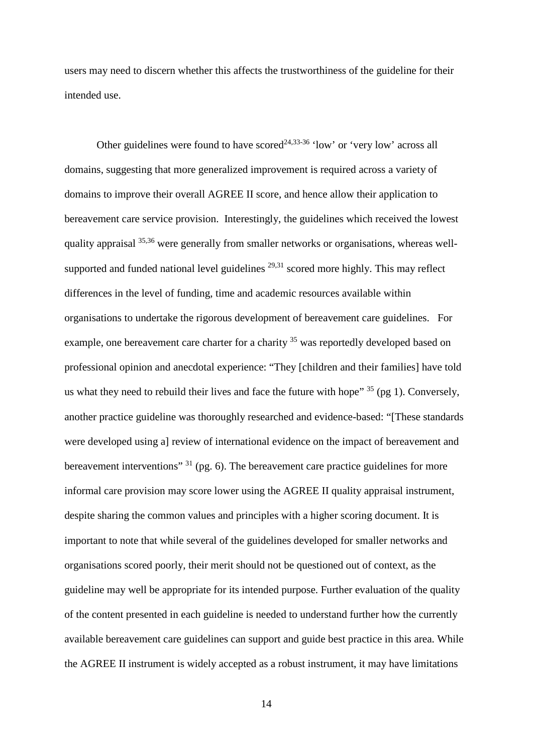users may need to discern whether this affects the trustworthiness of the guideline for their intended use.

Other guidelines were found to have scored[24,33-36] 'low' or 'very low' across all domains, suggesting that more generalized improvement is required across a variety of domains to improve their overall AGREE II score, and hence allow their application to bereavement care service provision. Interestingly, the guidelines which received the lowest quality appraisal [35,36] were generally from smaller networks or organisations, whereas well-supported and funded national level guidelines [29,31] scored more highly. This may reflect differences in the level of funding, time and academic resources available within organisations to undertake the rigorous development of bereavement care guidelines. For example, one bereavement care charter for a charity [35] was reportedly developed based on professional opinion and anecdotal experience: "They [children and their families] have told us what they need to rebuild their lives and face the future with hope" [35] (pg 1). Conversely, another practice guideline was thoroughly researched and evidence-based: "[These standards were developed using a] review of international evidence on the impact of bereavement and bereavement interventions" [31] (pg. 6). The bereavement care practice guidelines for more informal care provision may score lower using the AGREE II quality appraisal instrument, despite sharing the common values and principles with a higher scoring document. It is important to note that while several of the guidelines developed for smaller networks and organisations scored poorly, their merit should not be questioned out of context, as the guideline may well be appropriate for its intended purpose. Further evaluation of the quality of the content presented in each guideline is needed to understand further how the currently available bereavement care guidelines can support and guide best practice in this area. While the AGREE II instrument is widely accepted as a robust instrument, it may have limitations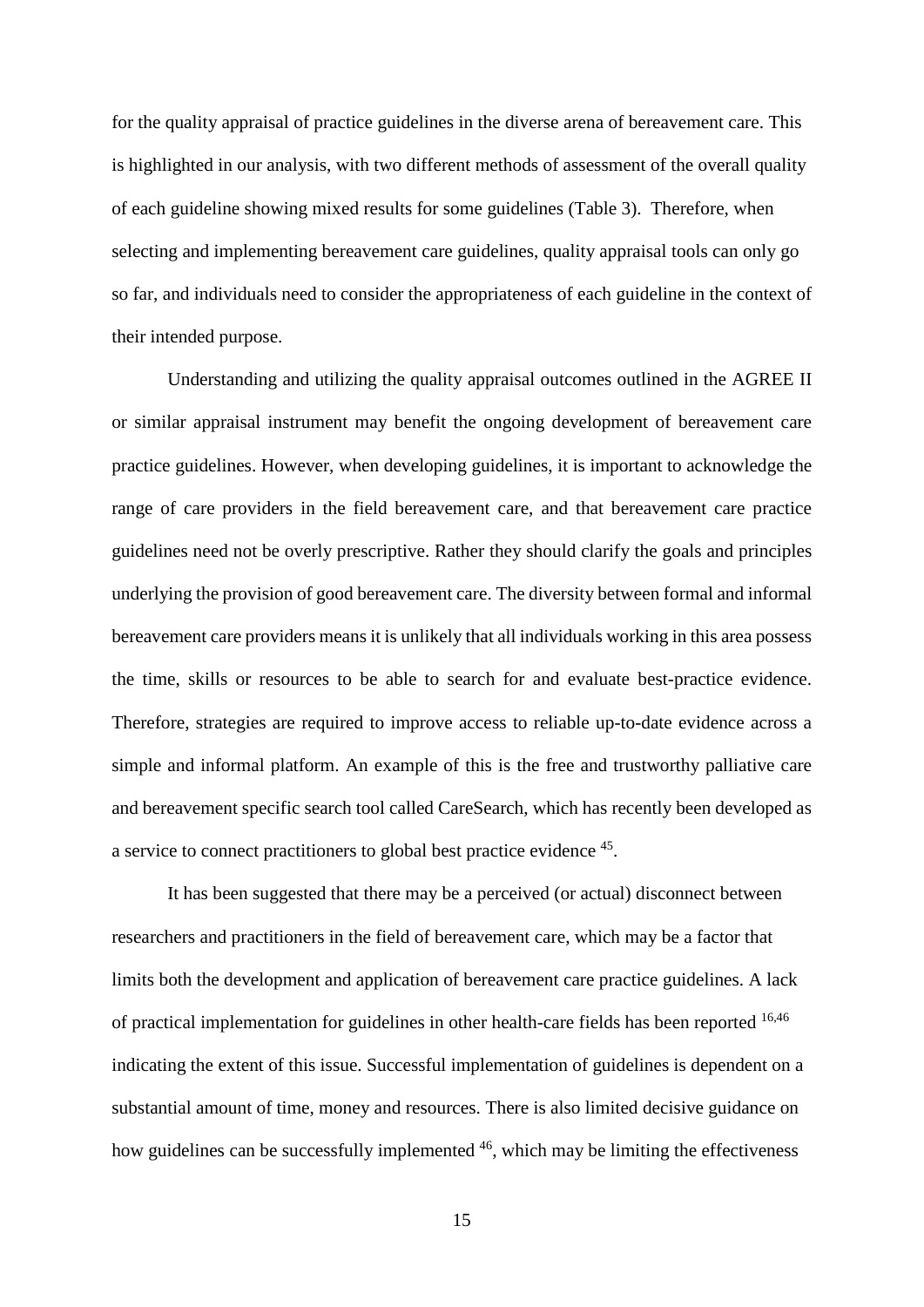for the quality appraisal of practice guidelines in the diverse arena of bereavement care. This is highlighted in our analysis, with two different methods of assessment of the overall quality of each guideline showing mixed results for some guidelines (Table 3). Therefore, when selecting and implementing bereavement care guidelines, quality appraisal tools can only go so far, and individuals need to consider the appropriateness of each guideline in the context of their intended purpose.

Understanding and utilizing the quality appraisal outcomes outlined in the AGREE II or similar appraisal instrument may benefit the ongoing development of bereavement care practice guidelines. However, when developing guidelines, it is important to acknowledge the range of care providers in the field bereavement care, and that bereavement care practice guidelines need not be overly prescriptive. Rather they should clarify the goals and principles underlying the provision of good bereavement care. The diversity between formal and informal bereavement care providers means it is unlikely that all individuals working in this area possess the time, skills or resources to be able to search for and evaluate best-practice evidence. Therefore, strategies are required to improve access to reliable up-to-date evidence across a simple and informal platform. An example of this is the free and trustworthy palliative care and bereavement specific search tool called CareSearch, which has recently been developed as a service to connect practitioners to global best practice evidence [45].

It has been suggested that there may be a perceived (or actual) disconnect between researchers and practitioners in the field of bereavement care, which may be a factor that limits both the development and application of bereavement care practice guidelines. A lack of practical implementation for guidelines in other health-care fields has been reported [16,46] indicating the extent of this issue. Successful implementation of guidelines is dependent on a substantial amount of time, money and resources. There is also limited decisive guidance on how guidelines can be successfully implemented [46], which may be limiting the effectiveness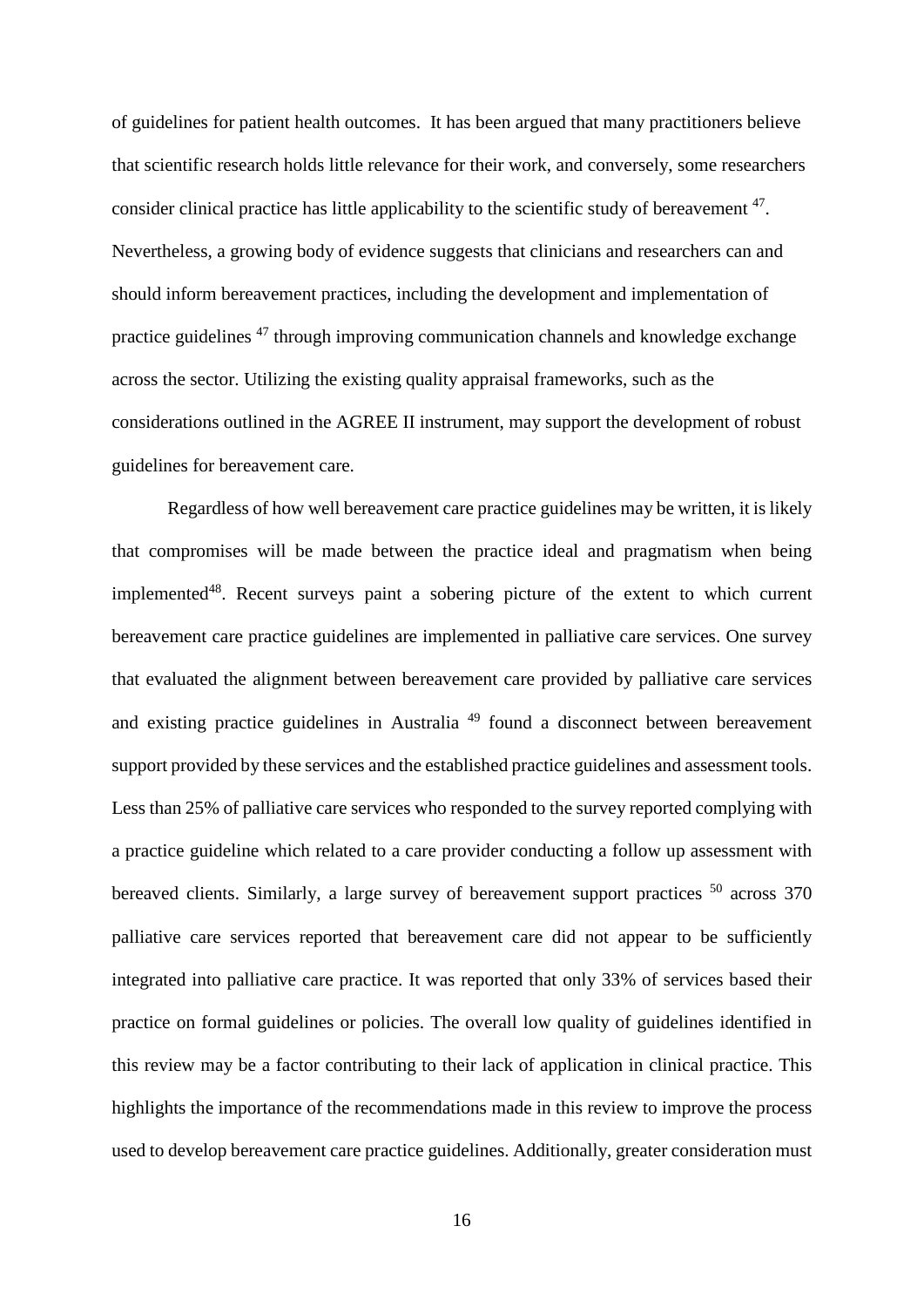of guidelines for patient health outcomes. It has been argued that many practitioners believe that scientific research holds little relevance for their work, and conversely, some researchers consider clinical practice has little applicability to the scientific study of bereavement [47]. Nevertheless, a growing body of evidence suggests that clinicians and researchers can and should inform bereavement practices, including the development and implementation of practice guidelines [47] through improving communication channels and knowledge exchange across the sector. Utilizing the existing quality appraisal frameworks, such as the considerations outlined in the AGREE II instrument, may support the development of robust guidelines for bereavement care.

Regardless of how well bereavement care practice guidelines may be written, it is likely that compromises will be made between the practice ideal and pragmatism when being implemented[48]. Recent surveys paint a sobering picture of the extent to which current bereavement care practice guidelines are implemented in palliative care services. One survey that evaluated the alignment between bereavement care provided by palliative care services and existing practice guidelines in Australia [49] found a disconnect between bereavement support provided by these services and the established practice guidelines and assessment tools. Less than 25% of palliative care services who responded to the survey reported complying with a practice guideline which related to a care provider conducting a follow up assessment with bereaved clients. Similarly, a large survey of bereavement support practices [50] across 370 palliative care services reported that bereavement care did not appear to be sufficiently integrated into palliative care practice. It was reported that only 33% of services based their practice on formal guidelines or policies. The overall low quality of guidelines identified in this review may be a factor contributing to their lack of application in clinical practice. This highlights the importance of the recommendations made in this review to improve the process used to develop bereavement care practice guidelines. Additionally, greater consideration must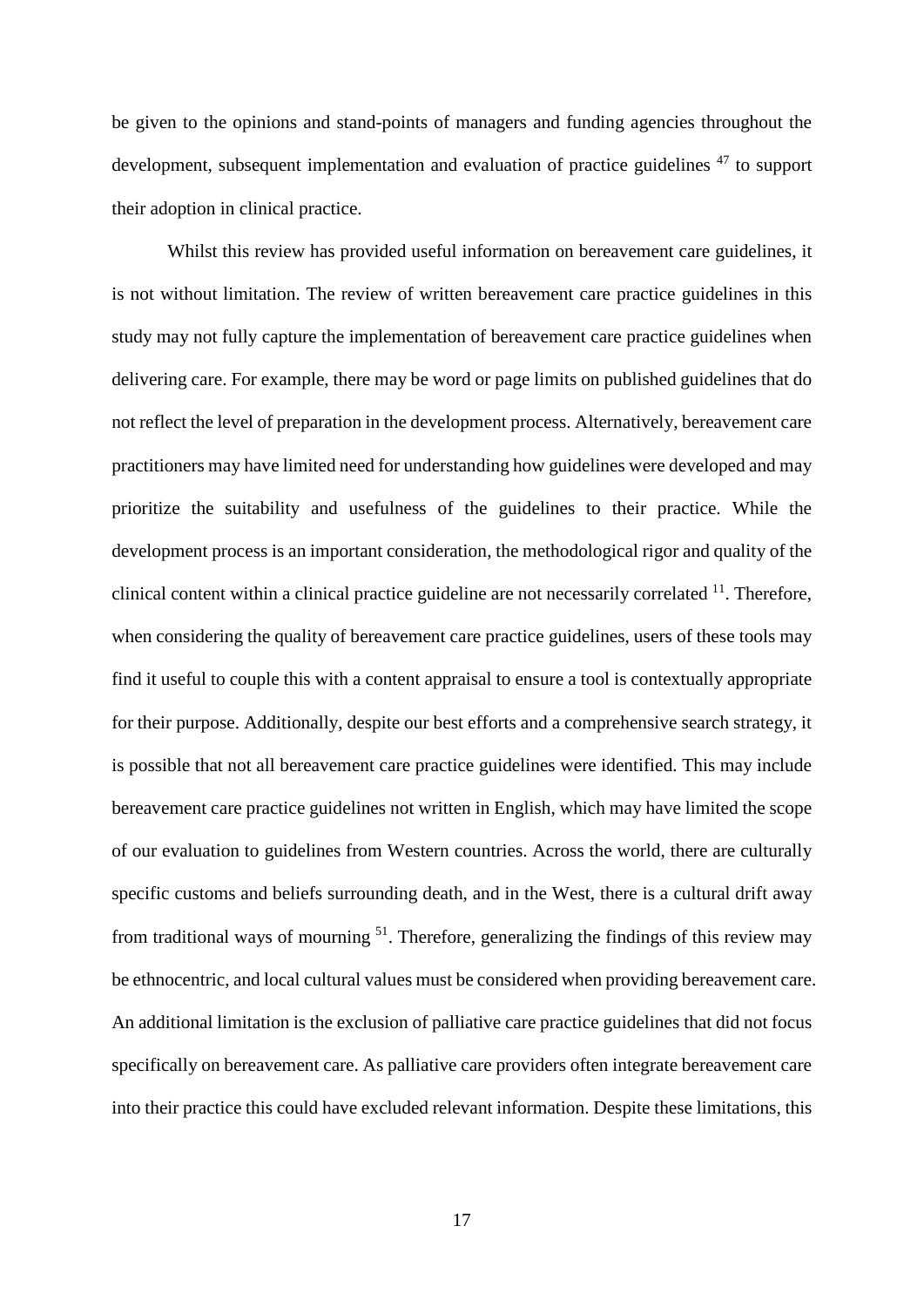be given to the opinions and stand-points of managers and funding agencies throughout the development, subsequent implementation and evaluation of practice guidelines [47] to support their adoption in clinical practice.

Whilst this review has provided useful information on bereavement care guidelines, it is not without limitation. The review of written bereavement care practice guidelines in this study may not fully capture the implementation of bereavement care practice guidelines when delivering care. For example, there may be word or page limits on published guidelines that do not reflect the level of preparation in the development process. Alternatively, bereavement care practitioners may have limited need for understanding how guidelines were developed and may prioritize the suitability and usefulness of the guidelines to their practice. While the development process is an important consideration, the methodological rigor and quality of the clinical content within a clinical practice guideline are not necessarily correlated [11]. Therefore, when considering the quality of bereavement care practice guidelines, users of these tools may find it useful to couple this with a content appraisal to ensure a tool is contextually appropriate for their purpose. Additionally, despite our best efforts and a comprehensive search strategy, it is possible that not all bereavement care practice guidelines were identified. This may include bereavement care practice guidelines not written in English, which may have limited the scope of our evaluation to guidelines from Western countries. Across the world, there are culturally specific customs and beliefs surrounding death, and in the West, there is a cultural drift away from traditional ways of mourning [51]. Therefore, generalizing the findings of this review may be ethnocentric, and local cultural values must be considered when providing bereavement care. An additional limitation is the exclusion of palliative care practice guidelines that did not focus specifically on bereavement care. As palliative care providers often integrate bereavement care into their practice this could have excluded relevant information. Despite these limitations, this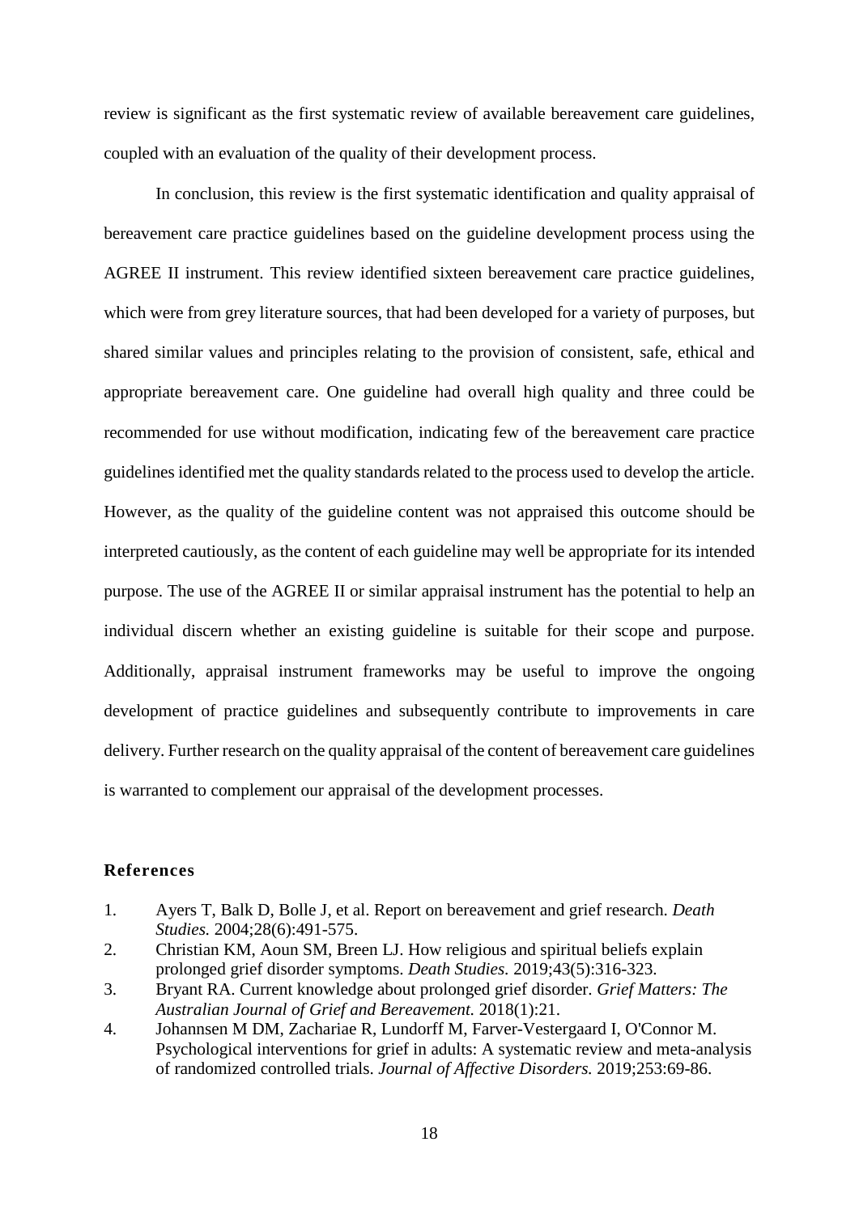review is significant as the first systematic review of available bereavement care guidelines, coupled with an evaluation of the quality of their development process.

In conclusion, this review is the first systematic identification and quality appraisal of bereavement care practice guidelines based on the guideline development process using the AGREE II instrument. This review identified sixteen bereavement care practice guidelines, which were from grey literature sources, that had been developed for a variety of purposes, but shared similar values and principles relating to the provision of consistent, safe, ethical and appropriate bereavement care. One guideline had overall high quality and three could be recommended for use without modification, indicating few of the bereavement care practice guidelines identified met the quality standards related to the process used to develop the article. However, as the quality of the guideline content was not appraised this outcome should be interpreted cautiously, as the content of each guideline may well be appropriate for its intended purpose. The use of the AGREE II or similar appraisal instrument has the potential to help an individual discern whether an existing guideline is suitable for their scope and purpose. Additionally, appraisal instrument frameworks may be useful to improve the ongoing development of practice guidelines and subsequently contribute to improvements in care delivery. Further research on the quality appraisal of the content of bereavement care guidelines is warranted to complement our appraisal of the development processes.

## References

1. Ayers T, Balk D, Bolle J, et al. Report on bereavement and grief research. *Death Studies.* 2004;28(6):491-575.
2. Christian KM, Aoun SM, Breen LJ. How religious and spiritual beliefs explain prolonged grief disorder symptoms. *Death Studies.* 2019;43(5):316-323.
3. Bryant RA. Current knowledge about prolonged grief disorder. *Grief Matters: The Australian Journal of Grief and Bereavement.* 2018(1):21.
4. Johannsen M DM, Zachariae R, Lundorff M, Farver-Vestergaard I, O'Connor M. Psychological interventions for grief in adults: A systematic review and meta-analysis of randomized controlled trials. *Journal of Affective Disorders.* 2019;253:69-86.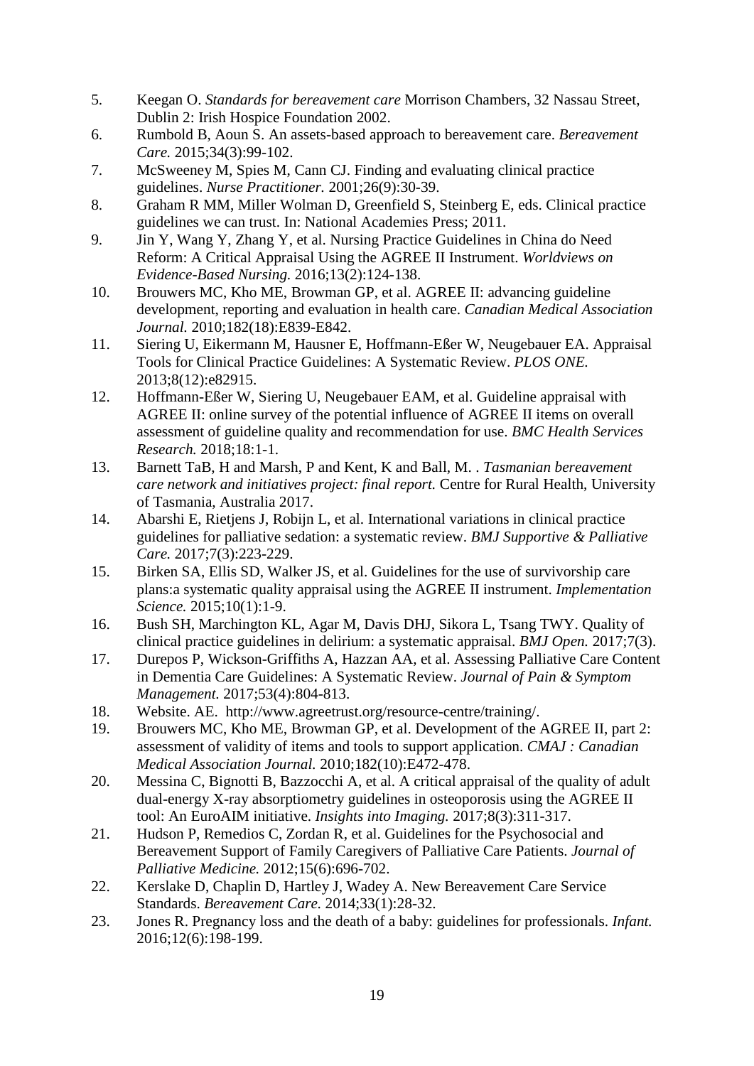5. Keegan O. *Standards for bereavement care* Morrison Chambers, 32 Nassau Street, Dublin 2: Irish Hospice Foundation 2002.
6. Rumbold B, Aoun S. An assets-based approach to bereavement care. *Bereavement Care.* 2015;34(3):99-102.
7. McSweeney M, Spies M, Cann CJ. Finding and evaluating clinical practice guidelines. *Nurse Practitioner.* 2001;26(9):30-39.
8. Graham R MM, Miller Wolman D, Greenfield S, Steinberg E, eds. Clinical practice guidelines we can trust. In: National Academies Press; 2011.
9. Jin Y, Wang Y, Zhang Y, et al. Nursing Practice Guidelines in China do Need Reform: A Critical Appraisal Using the AGREE II Instrument. *Worldviews on Evidence-Based Nursing.* 2016;13(2):124-138.
10. Brouwers MC, Kho ME, Browman GP, et al. AGREE II: advancing guideline development, reporting and evaluation in health care. *Canadian Medical Association Journal.* 2010;182(18):E839-E842.
11. Siering U, Eikermann M, Hausner E, Hoffmann-Eßer W, Neugebauer EA. Appraisal Tools for Clinical Practice Guidelines: A Systematic Review. *PLOS ONE.* 2013;8(12):e82915.
12. Hoffmann-Eßer W, Siering U, Neugebauer EAM, et al. Guideline appraisal with AGREE II: online survey of the potential influence of AGREE II items on overall assessment of guideline quality and recommendation for use. *BMC Health Services Research.* 2018;18:1-1.
13. Barnett TaB, H and Marsh, P and Kent, K and Ball, M. . *Tasmanian bereavement care network and initiatives project: final report.* Centre for Rural Health, University of Tasmania, Australia 2017.
14. Abarshi E, Rietjens J, Robijn L, et al. International variations in clinical practice guidelines for palliative sedation: a systematic review. *BMJ Supportive & Palliative Care.* 2017;7(3):223-229.
15. Birken SA, Ellis SD, Walker JS, et al. Guidelines for the use of survivorship care plans:a systematic quality appraisal using the AGREE II instrument. *Implementation Science.* 2015;10(1):1-9.
16. Bush SH, Marchington KL, Agar M, Davis DHJ, Sikora L, Tsang TWY. Quality of clinical practice guidelines in delirium: a systematic appraisal. *BMJ Open.* 2017;7(3).
17. Durepos P, Wickson-Griffiths A, Hazzan AA, et al. Assessing Palliative Care Content in Dementia Care Guidelines: A Systematic Review. *Journal of Pain & Symptom Management.* 2017;53(4):804-813.
18. Website. AE. http://www.agreetrust.org/resource-centre/training/.
19. Brouwers MC, Kho ME, Browman GP, et al. Development of the AGREE II, part 2: assessment of validity of items and tools to support application. *CMAJ : Canadian Medical Association Journal.* 2010;182(10):E472-478.
20. Messina C, Bignotti B, Bazzocchi A, et al. A critical appraisal of the quality of adult dual-energy X-ray absorptiometry guidelines in osteoporosis using the AGREE II tool: An EuroAIM initiative. *Insights into Imaging.* 2017;8(3):311-317.
21. Hudson P, Remedios C, Zordan R, et al. Guidelines for the Psychosocial and Bereavement Support of Family Caregivers of Palliative Care Patients. *Journal of Palliative Medicine.* 2012;15(6):696-702.
22. Kerslake D, Chaplin D, Hartley J, Wadey A. New Bereavement Care Service Standards. *Bereavement Care.* 2014;33(1):28-32.
23. Jones R. Pregnancy loss and the death of a baby: guidelines for professionals. *Infant.* 2016;12(6):198-199.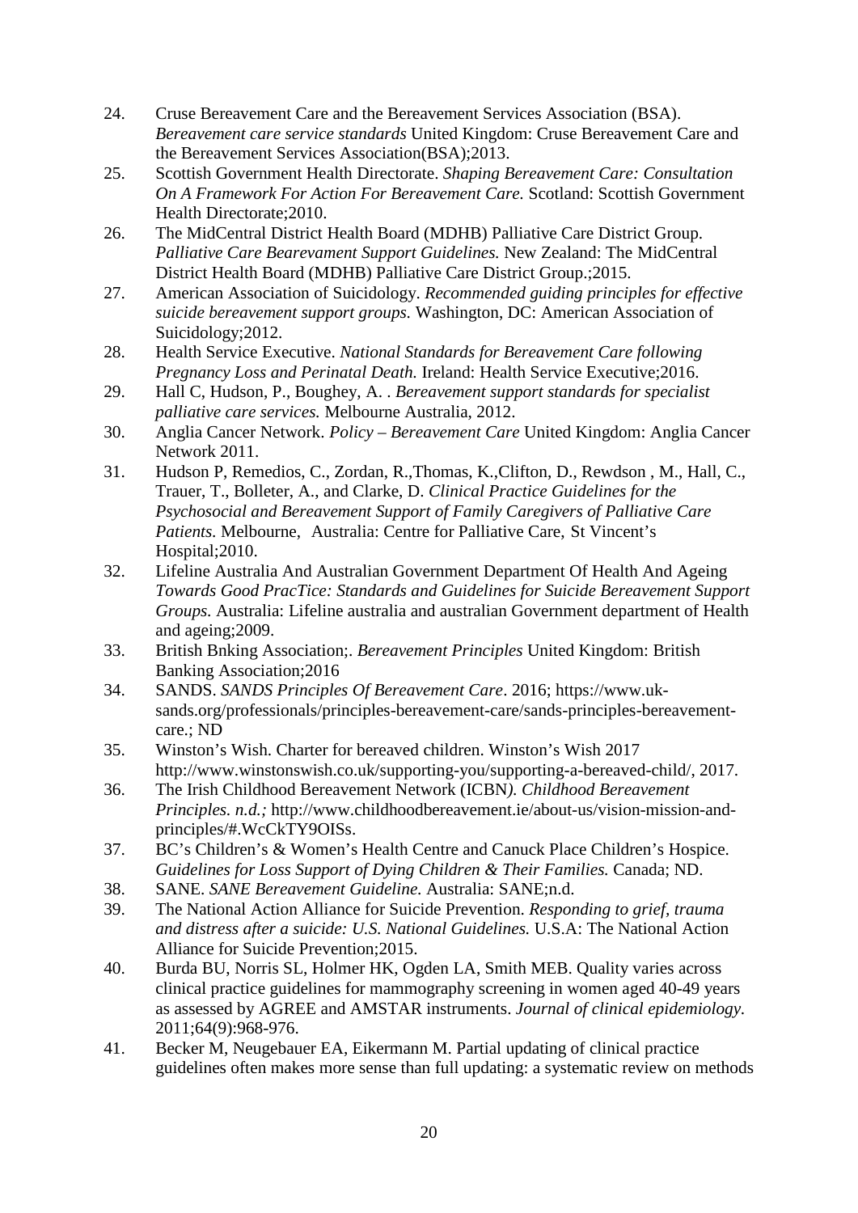24. Cruse Bereavement Care and the Bereavement Services Association (BSA). *Bereavement care service standards* United Kingdom: Cruse Bereavement Care and the Bereavement Services Association(BSA);2013.
25. Scottish Government Health Directorate. *Shaping Bereavement Care: Consultation On A Framework For Action For Bereavement Care.* Scotland: Scottish Government Health Directorate;2010.
26. The MidCentral District Health Board (MDHB) Palliative Care District Group. *Palliative Care Bearevament Support Guidelines.* New Zealand: The MidCentral District Health Board (MDHB) Palliative Care District Group.;2015.
27. American Association of Suicidology. *Recommended guiding principles for effective suicide bereavement support groups.* Washington, DC: American Association of Suicidology;2012.
28. Health Service Executive. *National Standards for Bereavement Care following Pregnancy Loss and Perinatal Death.* Ireland: Health Service Executive;2016.
29. Hall C, Hudson, P., Boughey, A. . *Bereavement support standards for specialist palliative care services.* Melbourne Australia, 2012.
30. Anglia Cancer Network. *Policy – Bereavement Care* United Kingdom: Anglia Cancer Network 2011.
31. Hudson P, Remedios, C., Zordan, R.,Thomas, K.,Clifton, D., Rewdson , M., Hall, C., Trauer, T., Bolleter, A., and Clarke, D. *Clinical Practice Guidelines for the Psychosocial and Bereavement Support of Family Caregivers of Palliative Care Patients.* Melbourne, Australia: Centre for Palliative Care, St Vincent's Hospital;2010.
32. Lifeline Australia And Australian Government Department Of Health And Ageing *Towards Good PracTice: Standards and Guidelines for Suicide Bereavement Support Groups.* Australia: Lifeline australia and australian Government department of Health and ageing;2009.
33. British Bnking Association;. *Bereavement Principles* United Kingdom: British Banking Association;2016
34. SANDS. *SANDS Principles Of Bereavement Care*. 2016; https://www.uk-sands.org/professionals/principles-bereavement-care/sands-principles-bereavement-care.; ND
35. Winston's Wish. Charter for bereaved children. Winston's Wish 2017 http://www.winstonswish.co.uk/supporting-you/supporting-a-bereaved-child/, 2017.
36. The Irish Childhood Bereavement Network (ICBN*). Childhood Bereavement Principles. n.d.;* http://www.childhoodbereavement.ie/about-us/vision-mission-and-principles/#.WcCkTY9OISs.
37. BC's Children's & Women's Health Centre and Canuck Place Children's Hospice. *Guidelines for Loss Support of Dying Children & Their Families.* Canada; ND.
38. SANE. *SANE Bereavement Guideline.* Australia: SANE;n.d.
39. The National Action Alliance for Suicide Prevention. *Responding to grief, trauma and distress after a suicide: U.S. National Guidelines.* U.S.A: The National Action Alliance for Suicide Prevention;2015.
40. Burda BU, Norris SL, Holmer HK, Ogden LA, Smith MEB. Quality varies across clinical practice guidelines for mammography screening in women aged 40-49 years as assessed by AGREE and AMSTAR instruments. *Journal of clinical epidemiology.* 2011;64(9):968-976.
41. Becker M, Neugebauer EA, Eikermann M. Partial updating of clinical practice guidelines often makes more sense than full updating: a systematic review on methods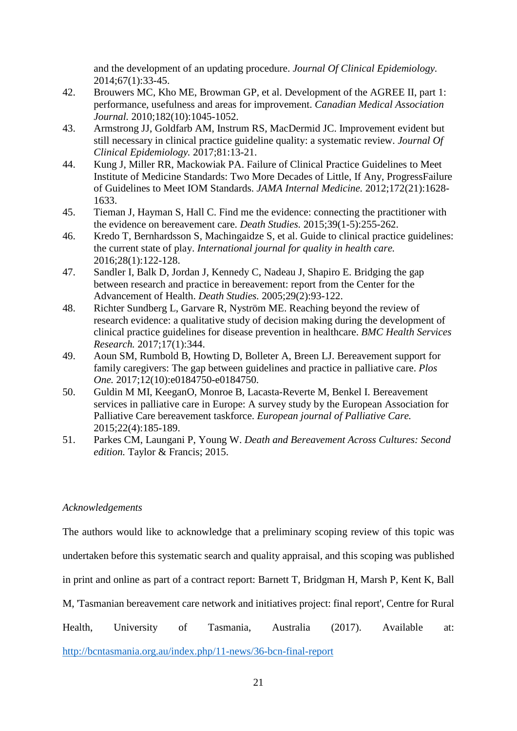and the development of an updating procedure. *Journal Of Clinical Epidemiology.* 2014;67(1):33-45.

42. Brouwers MC, Kho ME, Browman GP, et al. Development of the AGREE II, part 1: performance, usefulness and areas for improvement. *Canadian Medical Association Journal.* 2010;182(10):1045-1052.
43. Armstrong JJ, Goldfarb AM, Instrum RS, MacDermid JC. Improvement evident but still necessary in clinical practice guideline quality: a systematic review. *Journal Of Clinical Epidemiology.* 2017;81:13-21.
44. Kung J, Miller RR, Mackowiak PA. Failure of Clinical Practice Guidelines to Meet Institute of Medicine Standards: Two More Decades of Little, If Any, ProgressFailure of Guidelines to Meet IOM Standards. *JAMA Internal Medicine.* 2012;172(21):1628-1633.
45. Tieman J, Hayman S, Hall C. Find me the evidence: connecting the practitioner with the evidence on bereavement care. *Death Studies.* 2015;39(1-5):255-262.
46. Kredo T, Bernhardsson S, Machingaidze S, et al. Guide to clinical practice guidelines: the current state of play. *International journal for quality in health care.* 2016;28(1):122-128.
47. Sandler I, Balk D, Jordan J, Kennedy C, Nadeau J, Shapiro E. Bridging the gap between research and practice in bereavement: report from the Center for the Advancement of Health. *Death Studies.* 2005;29(2):93-122.
48. Richter Sundberg L, Garvare R, Nyström ME. Reaching beyond the review of research evidence: a qualitative study of decision making during the development of clinical practice guidelines for disease prevention in healthcare. *BMC Health Services Research.* 2017;17(1):344.
49. Aoun SM, Rumbold B, Howting D, Bolleter A, Breen LJ. Bereavement support for family caregivers: The gap between guidelines and practice in palliative care. *Plos One.* 2017;12(10):e0184750-e0184750.
50. Guldin M MI, KeeganO, Monroe B, Lacasta-Reverte M, Benkel I. Bereavement services in palliative care in Europe: A survey study by the European Association for Palliative Care bereavement taskforce. *European journal of Palliative Care.* 2015;22(4):185-189.
51. Parkes CM, Laungani P, Young W. *Death and Bereavement Across Cultures: Second edition.* Taylor & Francis; 2015.

*Acknowledgements*

The authors would like to acknowledge that a preliminary scoping review of this topic was undertaken before this systematic search and quality appraisal, and this scoping was published in print and online as part of a contract report: Barnett T, Bridgman H, Marsh P, Kent K, Ball M, 'Tasmanian bereavement care network and initiatives project: final report', Centre for Rural Health, University of Tasmania, Australia (2017). Available at: http://bcntasmania.org.au/index.php/11-news/36-bcn-final-report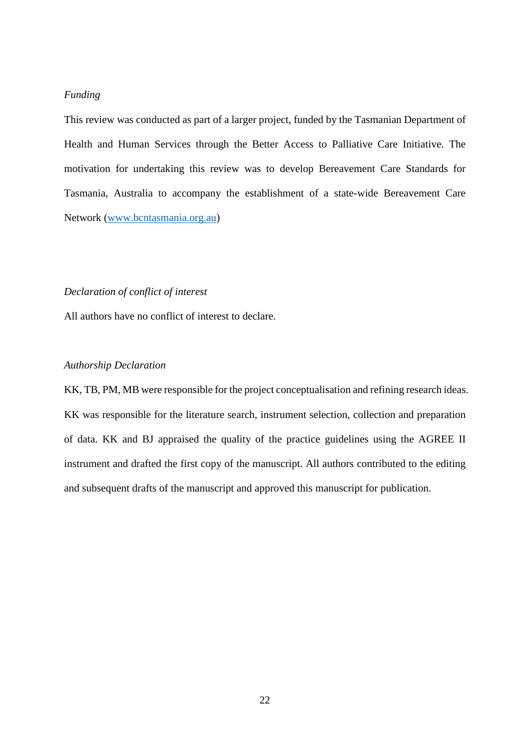*Funding*

This review was conducted as part of a larger project, funded by the Tasmanian Department of Health and Human Services through the Better Access to Palliative Care Initiative. The motivation for undertaking this review was to develop Bereavement Care Standards for Tasmania, Australia to accompany the establishment of a state-wide Bereavement Care Network (www.bcntasmania.org.au)

*Declaration of conflict of interest*

All authors have no conflict of interest to declare.

*Authorship Declaration*

KK, TB, PM, MB were responsible for the project conceptualisation and refining research ideas. KK was responsible for the literature search, instrument selection, collection and preparation of data. KK and BJ appraised the quality of the practice guidelines using the AGREE II instrument and drafted the first copy of the manuscript. All authors contributed to the editing and subsequent drafts of the manuscript and approved this manuscript for publication.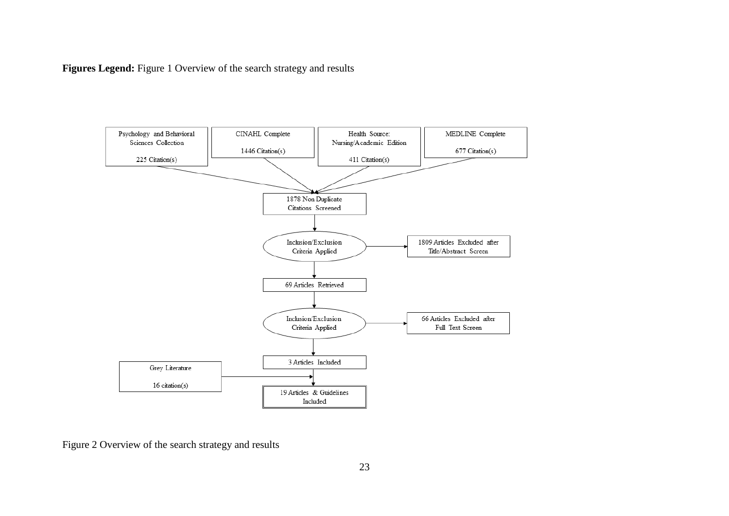**Figures Legend:** Figure 1 Overview of the search strategy and results

Psychology and Behavioral Sciences Collection

225 Citation(s)

CINAHL Complete

1446 Citation(s)

Health Source: Nursing/Academic Edition

411 Citation(s)

MEDLINE Complete

677 Citation(s)

1878 Non Duplicate Citations Screened

Inclusion/Exclusion Criteria Applied

1809 Articles Excluded after Title/Abstract Screen

69 Articles Retrieved

Inclusion/Exclusion Criteria Applied

66 Articles Excluded after Full Text Screen

3 Articles Included

Grey Literature

16 citation(s)

19 Articles & Guidelines Included

Figure 2 Overview of the search strategy and results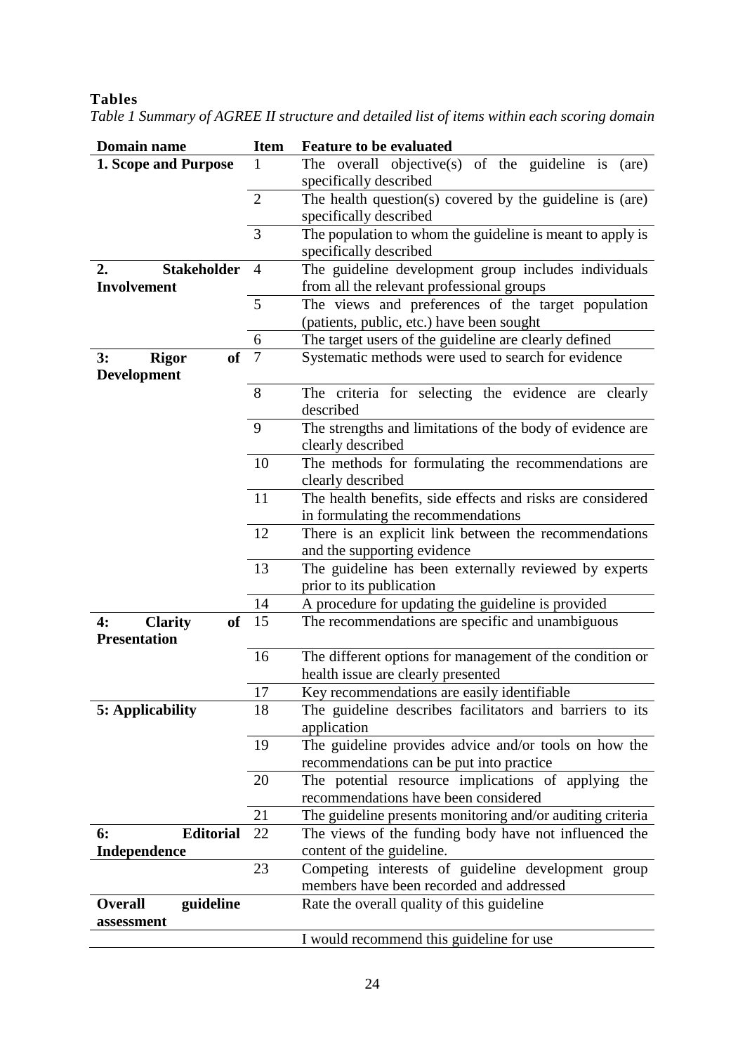**Tables**

*Table 1 Summary of AGREE II structure and detailed list of items within each scoring domain*

| Domain name | Item | Feature to be evaluated |
|---|---|---|
| **1. Scope and Purpose** | 1 | The overall objective(s) of the guideline is (are) specifically described |
| | 2 | The health question(s) covered by the guideline is (are) specifically described |
| | 3 | The population to whom the guideline is meant to apply is specifically described |
| **2. Stakeholder Involvement** | 4 | The guideline development group includes individuals from all the relevant professional groups |
| | 5 | The views and preferences of the target population (patients, public, etc.) have been sought |
| | 6 | The target users of the guideline are clearly defined |
| **3: Rigor of Development** | 7 | Systematic methods were used to search for evidence |
| | 8 | The criteria for selecting the evidence are clearly described |
| | 9 | The strengths and limitations of the body of evidence are clearly described |
| | 10 | The methods for formulating the recommendations are clearly described |
| | 11 | The health benefits, side effects and risks are considered in formulating the recommendations |
| | 12 | There is an explicit link between the recommendations and the supporting evidence |
| | 13 | The guideline has been externally reviewed by experts prior to its publication |
| | 14 | A procedure for updating the guideline is provided |
| **4: Clarity of Presentation** | 15 | The recommendations are specific and unambiguous |
| | 16 | The different options for management of the condition or health issue are clearly presented |
| | 17 | Key recommendations are easily identifiable |
| **5: Applicability** | 18 | The guideline describes facilitators and barriers to its application |
| | 19 | The guideline provides advice and/or tools on how the recommendations can be put into practice |
| | 20 | The potential resource implications of applying the recommendations have been considered |
| | 21 | The guideline presents monitoring and/or auditing criteria |
| **6: Editorial Independence** | 22 | The views of the funding body have not influenced the content of the guideline. |
| | 23 | Competing interests of guideline development group members have been recorded and addressed |
| **Overall guideline assessment** | | Rate the overall quality of this guideline |
| | | I would recommend this guideline for use |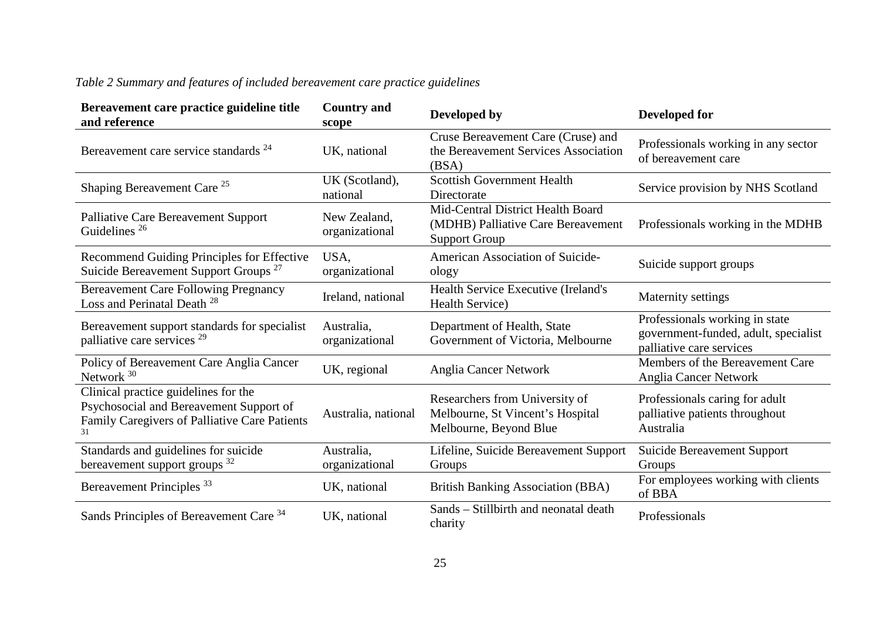*Table 2 Summary and features of included bereavement care practice guidelines*

| Bereavement care practice guideline title and reference | Country and scope | Developed by | Developed for |
|---|---|---|---|
| Bereavement care service standards [24] | UK, national | Cruse Bereavement Care (Cruse) and the Bereavement Services Association (BSA) | Professionals working in any sector of bereavement care |
| Shaping Bereavement Care [25] | UK (Scotland), national | Scottish Government Health Directorate | Service provision by NHS Scotland |
| Palliative Care Bereavement Support Guidelines [26] | New Zealand, organizational | Mid-Central District Health Board (MDHB) Palliative Care Bereavement Support Group | Professionals working in the MDHB |
| Recommend Guiding Principles for Effective Suicide Bereavement Support Groups [27] | USA, organizational | American Association of Suicide-ology | Suicide support groups |
| Bereavement Care Following Pregnancy Loss and Perinatal Death [28] | Ireland, national | Health Service Executive (Ireland's Health Service) | Maternity settings |
| Bereavement support standards for specialist palliative care services [29] | Australia, organizational | Department of Health, State Government of Victoria, Melbourne | Professionals working in state government-funded, adult, specialist palliative care services |
| Policy of Bereavement Care Anglia Cancer Network [30] | UK, regional | Anglia Cancer Network | Members of the Bereavement Care Anglia Cancer Network |
| Clinical practice guidelines for the Psychosocial and Bereavement Support of Family Caregivers of Palliative Care Patients [31] | Australia, national | Researchers from University of Melbourne, St Vincent's Hospital Melbourne, Beyond Blue | Professionals caring for adult palliative patients throughout Australia |
| Standards and guidelines for suicide bereavement support groups [32] | Australia, organizational | Lifeline, Suicide Bereavement Support Groups | Suicide Bereavement Support Groups |
| Bereavement Principles [33] | UK, national | British Banking Association (BBA) | For employees working with clients of BBA |
| Sands Principles of Bereavement Care [34] | UK, national | Sands – Stillbirth and neonatal death charity | Professionals |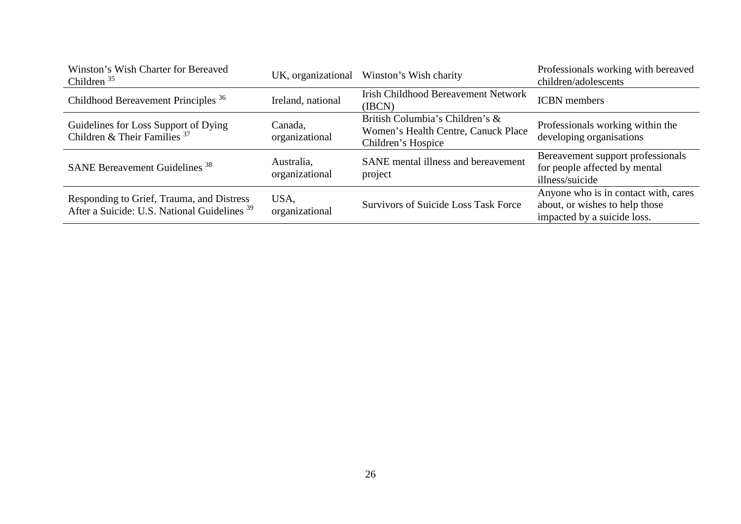| | | | |
|---|---|---|---|
| Winston's Wish Charter for Bereaved Children [35] | UK, organizational | Winston's Wish charity | Professionals working with bereaved children/adolescents |
| Childhood Bereavement Principles [36] | Ireland, national | Irish Childhood Bereavement Network (IBCN) | ICBN members |
| Guidelines for Loss Support of Dying Children & Their Families [37] | Canada, organizational | British Columbia's Children's & Women's Health Centre, Canuck Place Children's Hospice | Professionals working within the developing organisations |
| SANE Bereavement Guidelines [38] | Australia, organizational | SANE mental illness and bereavement project | Bereavement support professionals for people affected by mental illness/suicide |
| Responding to Grief, Trauma, and Distress After a Suicide: U.S. National Guidelines [39] | USA, organizational | Survivors of Suicide Loss Task Force | Anyone who is in contact with, cares about, or wishes to help those impacted by a suicide loss. |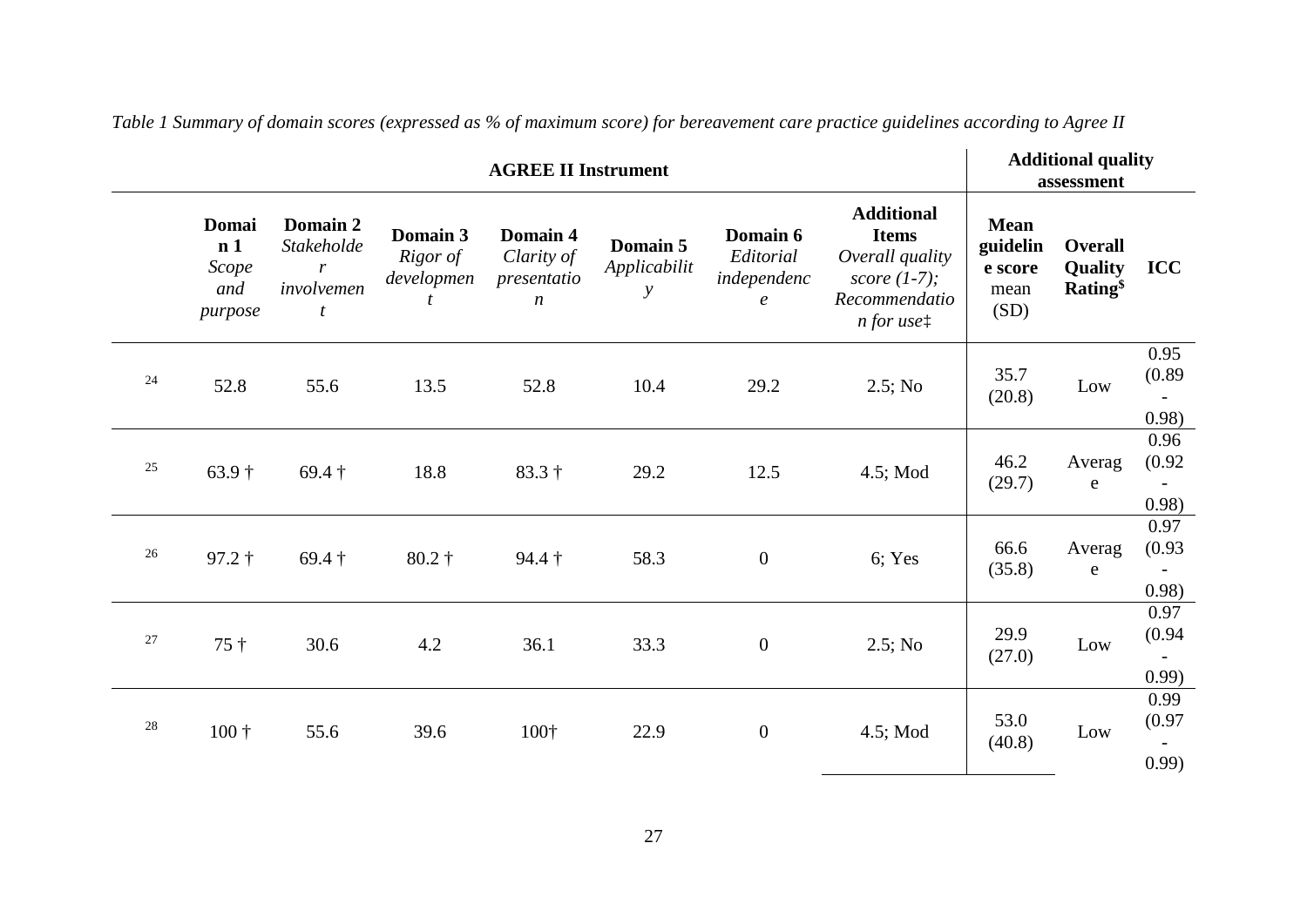*Table 1 Summary of domain scores (expressed as % of maximum score) for bereavement care practice guidelines according to Agree II*

| | **AGREE II Instrument** | | | | | | | **Additional quality assessment** | | |
|---|---|---|---|---|---|---|---|---|---|---|
| | **Domain 1** *Scope and purpose* | **Domain 2** *Stakeholder involvement* | **Domain 3** *Rigor of development* | **Domain 4** *Clarity of presentation* | **Domain 5** *Applicability* | **Domain 6** *Editorial independence* | **Additional Items** *Overall quality score (1-7); Recommendation for use‡* | **Mean guideline score** mean (SD) | **Overall Quality Rating$** | **ICC** |
| 24 | 52.8 | 55.6 | 13.5 | 52.8 | 10.4 | 29.2 | 2.5; No | 35.7 (20.8) | Low | 0.95 (0.89 - 0.98) |
| 25 | 63.9 † | 69.4 † | 18.8 | 83.3 † | 29.2 | 12.5 | 4.5; Mod | 46.2 (29.7) | Average | 0.96 (0.92 - 0.98) |
| 26 | 97.2 † | 69.4 † | 80.2 † | 94.4 † | 58.3 | 0 | 6; Yes | 66.6 (35.8) | Average | 0.97 (0.93 - 0.98) |
| 27 | 75 † | 30.6 | 4.2 | 36.1 | 33.3 | 0 | 2.5; No | 29.9 (27.0) | Low | 0.97 (0.94 - 0.99) |
| 28 | 100 † | 55.6 | 39.6 | 100† | 22.9 | 0 | 4.5; Mod | 53.0 (40.8) | Low | 0.99 (0.97 - 0.99) |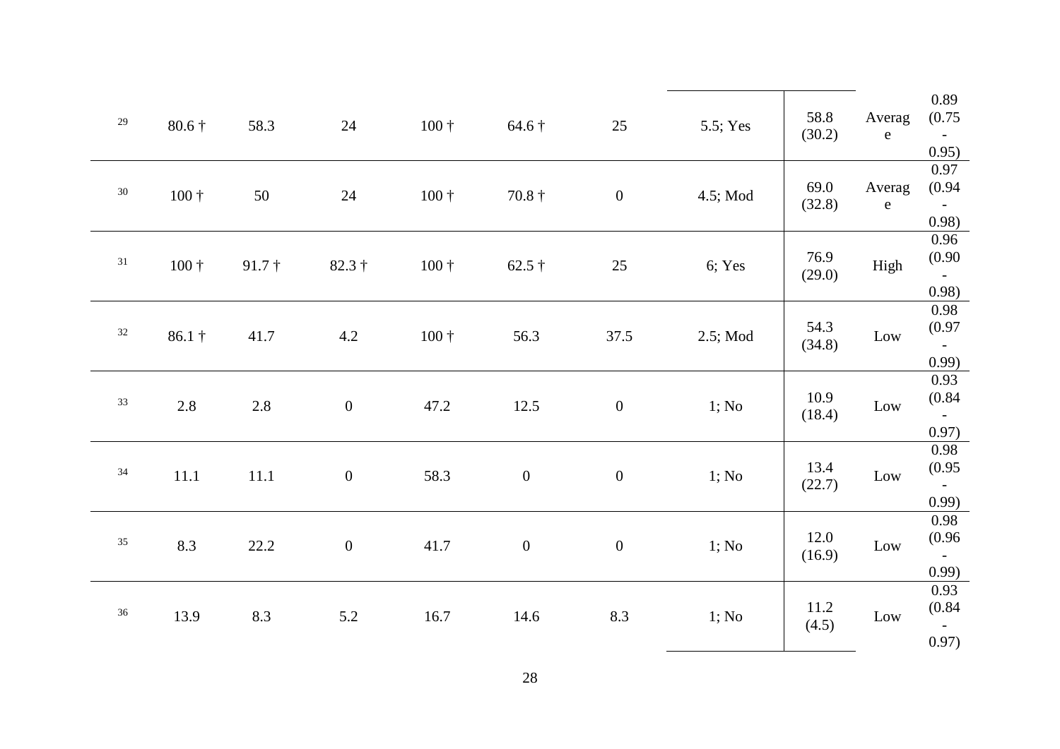| | | | | | | | | | | |
|---|---|---|---|---|---|---|---|---|---|---|
| 29 | 80.6 † | 58.3 | 24 | 100 † | 64.6 † | 25 | 5.5; Yes | 58.8 (30.2) | Average | 0.89 (0.75 - 0.95) |
| 30 | 100 † | 50 | 24 | 100 † | 70.8 † | 0 | 4.5; Mod | 69.0 (32.8) | Average | 0.97 (0.94 - 0.98) |
| 31 | 100 † | 91.7 † | 82.3 † | 100 † | 62.5 † | 25 | 6; Yes | 76.9 (29.0) | High | 0.96 (0.90 - 0.98) |
| 32 | 86.1 † | 41.7 | 4.2 | 100 † | 56.3 | 37.5 | 2.5; Mod | 54.3 (34.8) | Low | 0.98 (0.97 - 0.99) |
| 33 | 2.8 | 2.8 | 0 | 47.2 | 12.5 | 0 | 1; No | 10.9 (18.4) | Low | 0.93 (0.84 - 0.97) |
| 34 | 11.1 | 11.1 | 0 | 58.3 | 0 | 0 | 1; No | 13.4 (22.7) | Low | 0.98 (0.95 - 0.99) |
| 35 | 8.3 | 22.2 | 0 | 41.7 | 0 | 0 | 1; No | 12.0 (16.9) | Low | 0.98 (0.96 - 0.99) |
| 36 | 13.9 | 8.3 | 5.2 | 16.7 | 14.6 | 8.3 | 1; No | 11.2 (4.5) | Low | 0.93 (0.84 - 0.97) |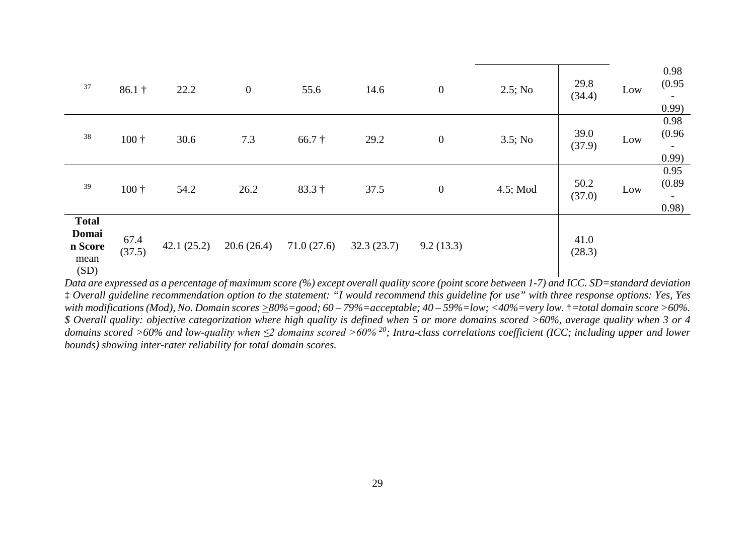| | | | | | | | | | | |
|---|---|---|---|---|---|---|---|---|---|---|
| 37 | 86.1 † | 22.2 | 0 | 55.6 | 14.6 | 0 | 2.5; No | 29.8 (34.4) | Low | 0.98 (0.95 - 0.99) |
| 38 | 100 † | 30.6 | 7.3 | 66.7 † | 29.2 | 0 | 3.5; No | 39.0 (37.9) | Low | 0.98 (0.96 - 0.99) |
| 39 | 100 † | 54.2 | 26.2 | 83.3 † | 37.5 | 0 | 4.5; Mod | 50.2 (37.0) | Low | 0.95 (0.89 - 0.98) |
| **Total Domain Score** mean (SD) | 67.4 (37.5) | 42.1 (25.2) | 20.6 (26.4) | 71.0 (27.6) | 32.3 (23.7) | 9.2 (13.3) | | 41.0 (28.3) | | |

*Data are expressed as a percentage of maximum score (%) except overall quality score (point score between 1-7) and ICC. SD=standard deviation*
*‡ Overall guideline recommendation option to the statement: "I would recommend this guideline for use" with three response options: Yes, Yes with modifications (Mod), No. Domain scores ≥80%=good; 60 – 79%=acceptable; 40 – 59%=low; <40%=very low. †=total domain score >60%.*
*$ Overall quality: objective categorization where high quality is defined when 5 or more domains scored >60%, average quality when 3 or 4 domains scored >60% and low-quality when ≤2 domains scored >60% [20]; Intra-class correlations coefficient (ICC; including upper and lower bounds) showing inter-rater reliability for total domain scores.*